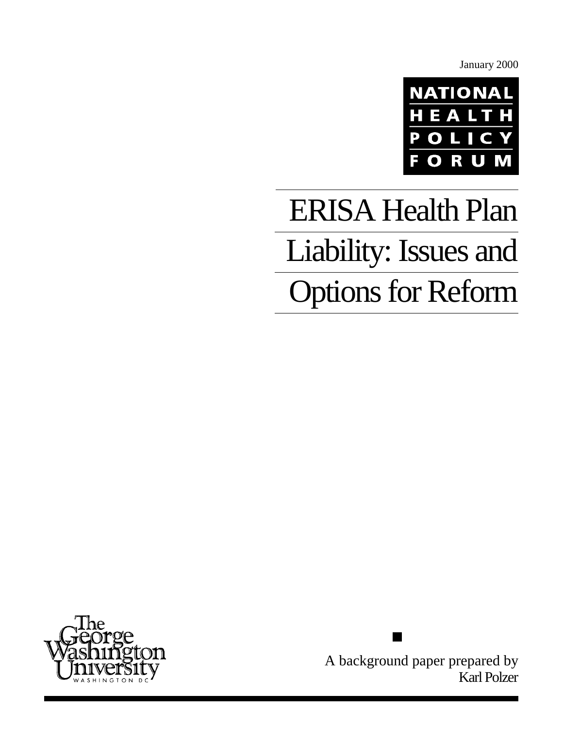January 2000

NATIONAL
HEALTH
POLICY
FORUM

# ERISA Health Plan Liability: Issues and Options for Reform

The George Washington University
WASHINGTON DC

A background paper prepared by
Karl Polzer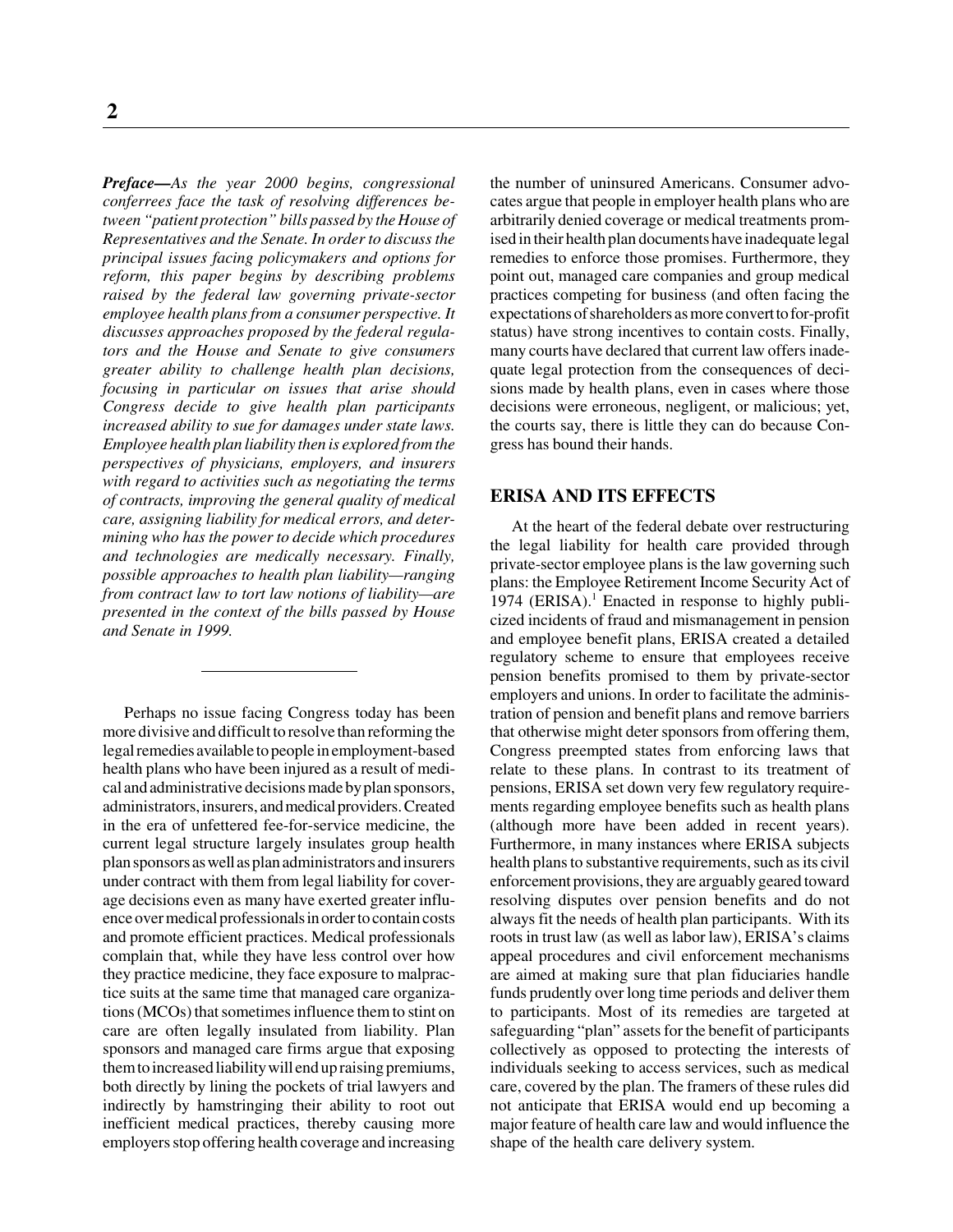***Preface—****As the year 2000 begins, congressional conferees face the task of resolving differences between "patient protection" bills passed by the House of Representatives and the Senate. In order to discuss the principal issues facing policymakers and options for reform, this paper begins by describing problems raised by the federal law governing private-sector employee health plans from a consumer perspective. It discusses approaches proposed by the federal regulators and the House and Senate to give consumers greater ability to challenge health plan decisions, focusing in particular on issues that arise should Congress decide to give health plan participants increased ability to sue for damages under state laws. Employee health plan liability then is explored from the perspectives of physicians, employers, and insurers with regard to activities such as negotiating the terms of contracts, improving the general quality of medical care, assigning liability for medical errors, and determining who has the power to decide which procedures and technologies are medically necessary. Finally, possible approaches to health plan liability—ranging from contract law to tort law notions of liability—are presented in the context of the bills passed by House and Senate in 1999.*

---

Perhaps no issue facing Congress today has been more divisive and difficult to resolve than reforming the legal remedies available to people in employment-based health plans who have been injured as a result of medical and administrative decisions made by plan sponsors, administrators, insurers, and medical providers. Created in the era of unfettered fee-for-service medicine, the current legal structure largely insulates group health plan sponsors as well as plan administrators and insurers under contract with them from legal liability for coverage decisions even as many have exerted greater influence over medical professionals in order to contain costs and promote efficient practices. Medical professionals complain that, while they have less control over how they practice medicine, they face exposure to malpractice suits at the same time that managed care organizations (MCOs) that sometimes influence them to stint on care are often legally insulated from liability. Plan sponsors and managed care firms argue that exposing them to increased liability will end up raising premiums, both directly by lining the pockets of trial lawyers and indirectly by hamstringing their ability to root out inefficient medical practices, thereby causing more employers stop offering health coverage and increasing the number of uninsured Americans. Consumer advocates argue that people in employer health plans who are arbitrarily denied coverage or medical treatments promised in their health plan documents have inadequate legal remedies to enforce those promises. Furthermore, they point out, managed care companies and group medical practices competing for business (and often facing the expectations of shareholders as more convert to for-profit status) have strong incentives to contain costs. Finally, many courts have declared that current law offers inadequate legal protection from the consequences of decisions made by health plans, even in cases where those decisions were erroneous, negligent, or malicious; yet, the courts say, there is little they can do because Congress has bound their hands.

## ERISA AND ITS EFFECTS

At the heart of the federal debate over restructuring the legal liability for health care provided through private-sector employee plans is the law governing such plans: the Employee Retirement Income Security Act of 1974 (ERISA).[1] Enacted in response to highly publicized incidents of fraud and mismanagement in pension and employee benefit plans, ERISA created a detailed regulatory scheme to ensure that employees receive pension benefits promised to them by private-sector employers and unions. In order to facilitate the administration of pension and benefit plans and remove barriers that otherwise might deter sponsors from offering them, Congress preempted states from enforcing laws that relate to these plans. In contrast to its treatment of pensions, ERISA set down very few regulatory requirements regarding employee benefits such as health plans (although more have been added in recent years). Furthermore, in many instances where ERISA subjects health plans to substantive requirements, such as its civil enforcement provisions, they are arguably geared toward resolving disputes over pension benefits and do not always fit the needs of health plan participants. With its roots in trust law (as well as labor law), ERISA's claims appeal procedures and civil enforcement mechanisms are aimed at making sure that plan fiduciaries handle funds prudently over long time periods and deliver them to participants. Most of its remedies are targeted at safeguarding "plan" assets for the benefit of participants collectively as opposed to protecting the interests of individuals seeking to access services, such as medical care, covered by the plan. The framers of these rules did not anticipate that ERISA would end up becoming a major feature of health care law and would influence the shape of the health care delivery system.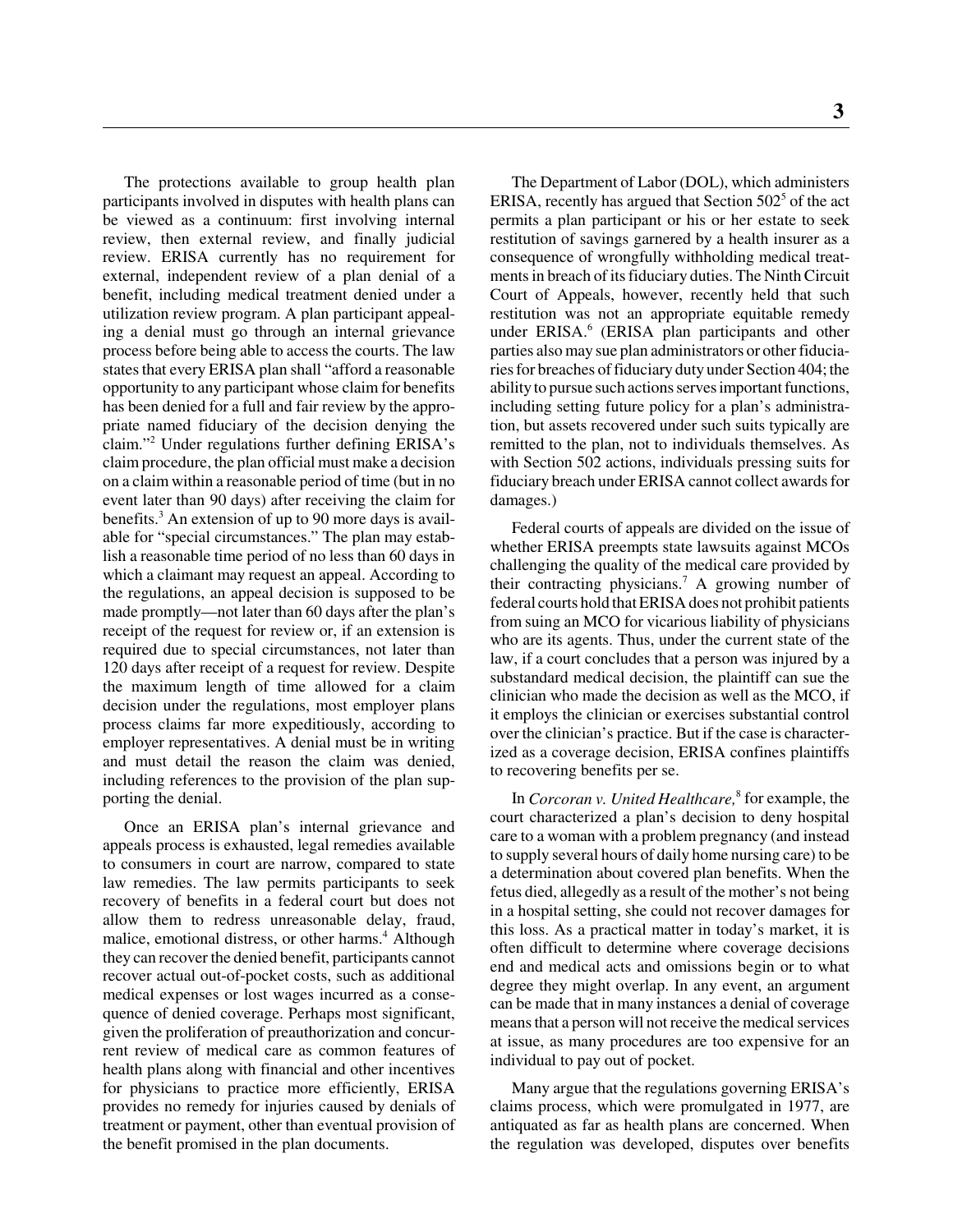The protections available to group health plan participants involved in disputes with health plans can be viewed as a continuum: first involving internal review, then external review, and finally judicial review. ERISA currently has no requirement for external, independent review of a plan denial of a benefit, including medical treatment denied under a utilization review program. A plan participant appealing a denial must go through an internal grievance process before being able to access the courts. The law states that every ERISA plan shall "afford a reasonable opportunity to any participant whose claim for benefits has been denied for a full and fair review by the appropriate named fiduciary of the decision denying the claim."[2] Under regulations further defining ERISA's claim procedure, the plan official must make a decision on a claim within a reasonable period of time (but in no event later than 90 days) after receiving the claim for benefits.[3] An extension of up to 90 more days is available for "special circumstances." The plan may establish a reasonable time period of no less than 60 days in which a claimant may request an appeal. According to the regulations, an appeal decision is supposed to be made promptly—not later than 60 days after the plan's receipt of the request for review or, if an extension is required due to special circumstances, not later than 120 days after receipt of a request for review. Despite the maximum length of time allowed for a claim decision under the regulations, most employer plans process claims far more expeditiously, according to employer representatives. A denial must be in writing and must detail the reason the claim was denied, including references to the provision of the plan supporting the denial.

Once an ERISA plan's internal grievance and appeals process is exhausted, legal remedies available to consumers in court are narrow, compared to state law remedies. The law permits participants to seek recovery of benefits in a federal court but does not allow them to redress unreasonable delay, fraud, malice, emotional distress, or other harms.[4] Although they can recover the denied benefit, participants cannot recover actual out-of-pocket costs, such as additional medical expenses or lost wages incurred as a consequence of denied coverage. Perhaps most significant, given the proliferation of preauthorization and concurrent review of medical care as common features of health plans along with financial and other incentives for physicians to practice more efficiently, ERISA provides no remedy for injuries caused by denials of treatment or payment, other than eventual provision of the benefit promised in the plan documents.

The Department of Labor (DOL), which administers ERISA, recently has argued that Section 502[5] of the act permits a plan participant or his or her estate to seek restitution of savings garnered by a health insurer as a consequence of wrongfully withholding medical treatments in breach of its fiduciary duties. The Ninth Circuit Court of Appeals, however, recently held that such restitution was not an appropriate equitable remedy under ERISA.[6] (ERISA plan participants and other parties also may sue plan administrators or other fiduciaries for breaches of fiduciary duty under Section 404; the ability to pursue such actions serves important functions, including setting future policy for a plan's administration, but assets recovered under such suits typically are remitted to the plan, not to individuals themselves. As with Section 502 actions, individuals pressing suits for fiduciary breach under ERISA cannot collect awards for damages.)

Federal courts of appeals are divided on the issue of whether ERISA preempts state lawsuits against MCOs challenging the quality of the medical care provided by their contracting physicians.[7] A growing number of federal courts hold that ERISA does not prohibit patients from suing an MCO for vicarious liability of physicians who are its agents. Thus, under the current state of the law, if a court concludes that a person was injured by a substandard medical decision, the plaintiff can sue the clinician who made the decision as well as the MCO, if it employs the clinician or exercises substantial control over the clinician's practice. But if the case is characterized as a coverage decision, ERISA confines plaintiffs to recovering benefits per se.

In *Corcoran v. United Healthcare,*[8] for example, the court characterized a plan's decision to deny hospital care to a woman with a problem pregnancy (and instead to supply several hours of daily home nursing care) to be a determination about covered plan benefits. When the fetus died, allegedly as a result of the mother's not being in a hospital setting, she could not recover damages for this loss. As a practical matter in today's market, it is often difficult to determine where coverage decisions end and medical acts and omissions begin or to what degree they might overlap. In any event, an argument can be made that in many instances a denial of coverage means that a person will not receive the medical services at issue, as many procedures are too expensive for an individual to pay out of pocket.

Many argue that the regulations governing ERISA's claims process, which were promulgated in 1977, are antiquated as far as health plans are concerned. When the regulation was developed, disputes over benefits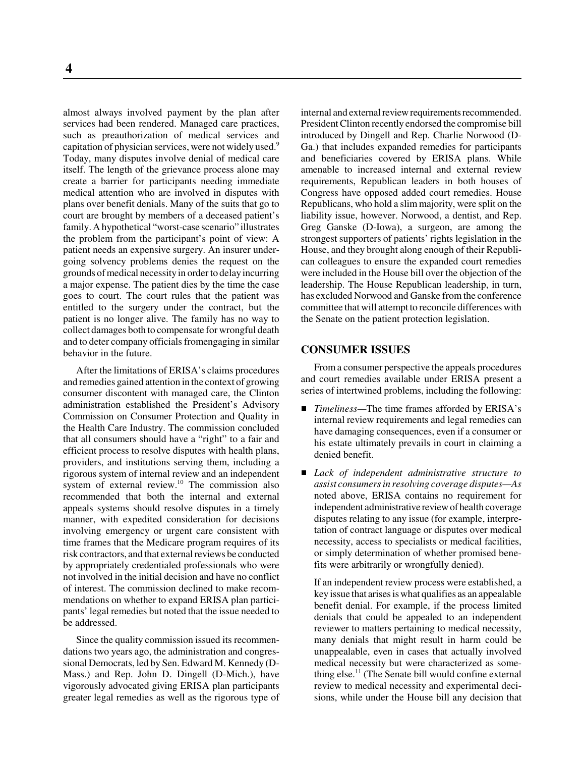almost always involved payment by the plan after services had been rendered. Managed care practices, such as preauthorization of medical services and capitation of physician services, were not widely used.[9] Today, many disputes involve denial of medical care itself. The length of the grievance process alone may create a barrier for participants needing immediate medical attention who are involved in disputes with plans over benefit denials. Many of the suits that go to court are brought by members of a deceased patient's family. A hypothetical "worst-case scenario" illustrates the problem from the participant's point of view: A patient needs an expensive surgery. An insurer undergoing solvency problems denies the request on the grounds of medical necessity in order to delay incurring a major expense. The patient dies by the time the case goes to court. The court rules that the patient was entitled to the surgery under the contract, but the patient is no longer alive. The family has no way to collect damages both to compensate for wrongful death and to deter company officials fromengaging in similar behavior in the future.

After the limitations of ERISA's claims procedures and remedies gained attention in the context of growing consumer discontent with managed care, the Clinton administration established the President's Advisory Commission on Consumer Protection and Quality in the Health Care Industry. The commission concluded that all consumers should have a "right" to a fair and efficient process to resolve disputes with health plans, providers, and institutions serving them, including a rigorous system of internal review and an independent system of external review.[10] The commission also recommended that both the internal and external appeals systems should resolve disputes in a timely manner, with expedited consideration for decisions involving emergency or urgent care consistent with time frames that the Medicare program requires of its risk contractors, and that external reviews be conducted by appropriately credentialed professionals who were not involved in the initial decision and have no conflict of interest. The commission declined to make recommendations on whether to expand ERISA plan participants' legal remedies but noted that the issue needed to be addressed.

Since the quality commission issued its recommendations two years ago, the administration and congressional Democrats, led by Sen. Edward M. Kennedy (D-Mass.) and Rep. John D. Dingell (D-Mich.), have vigorously advocated giving ERISA plan participants greater legal remedies as well as the rigorous type of internal and external review requirements recommended. President Clinton recently endorsed the compromise bill introduced by Dingell and Rep. Charlie Norwood (D-Ga.) that includes expanded remedies for participants and beneficiaries covered by ERISA plans. While amenable to increased internal and external review requirements, Republican leaders in both houses of Congress have opposed added court remedies. House Republicans, who hold a slim majority, were split on the liability issue, however. Norwood, a dentist, and Rep. Greg Ganske (D-Iowa), a surgeon, are among the strongest supporters of patients' rights legislation in the House, and they brought along enough of their Republican colleagues to ensure the expanded court remedies were included in the House bill over the objection of the leadership. The House Republican leadership, in turn, has excluded Norwood and Ganske from the conference committee that will attempt to reconcile differences with the Senate on the patient protection legislation.

## CONSUMER ISSUES

From a consumer perspective the appeals procedures and court remedies available under ERISA present a series of intertwined problems, including the following:

- *Timeliness*—The time frames afforded by ERISA's internal review requirements and legal remedies can have damaging consequences, even if a consumer or his estate ultimately prevails in court in claiming a denied benefit.
- *Lack of independent administrative structure to assist consumers in resolving coverage disputes*—As noted above, ERISA contains no requirement for independent administrative review of health coverage disputes relating to any issue (for example, interpretation of contract language or disputes over medical necessity, access to specialists or medical facilities, or simply determination of whether promised benefits were arbitrarily or wrongfully denied).

  If an independent review process were established, a key issue that arises is what qualifies as an appealable benefit denial. For example, if the process limited denials that could be appealed to an independent reviewer to matters pertaining to medical necessity, many denials that might result in harm could be unappealable, even in cases that actually involved medical necessity but were characterized as something else.[11] (The Senate bill would confine external review to medical necessity and experimental decisions, while under the House bill any decision that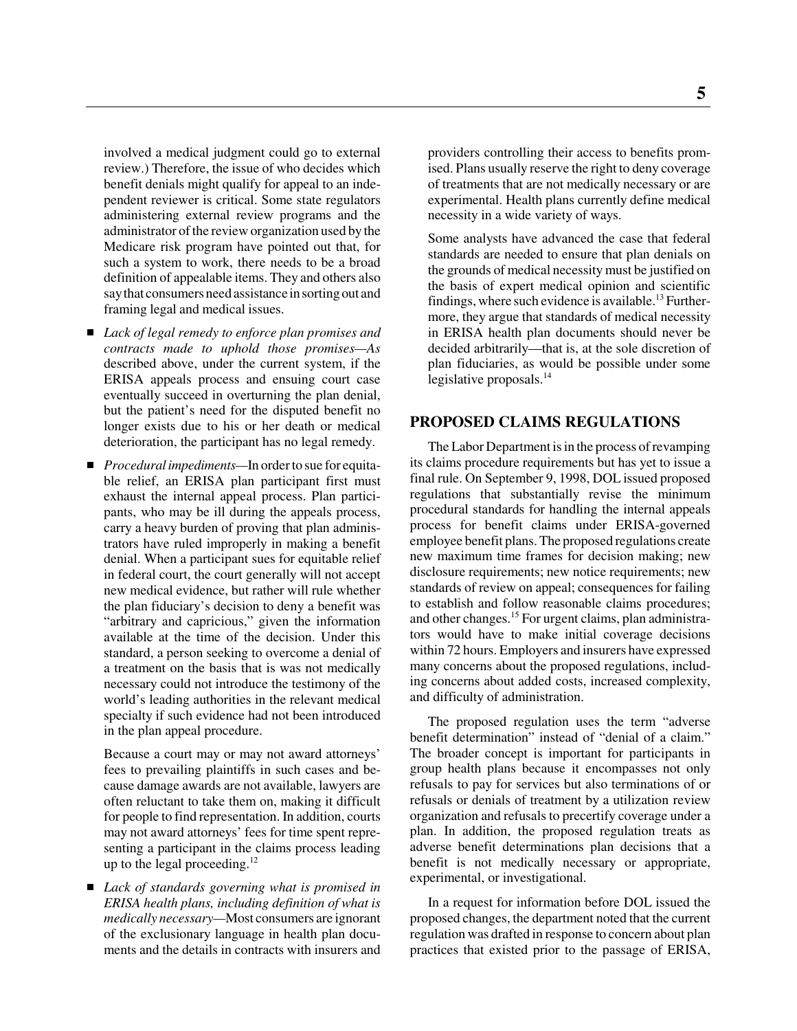involved a medical judgment could go to external review.) Therefore, the issue of who decides which benefit denials might qualify for appeal to an independent reviewer is critical. Some state regulators administering external review programs and the administrator of the review organization used by the Medicare risk program have pointed out that, for such a system to work, there needs to be a broad definition of appealable items. They and others also say that consumers need assistance in sorting out and framing legal and medical issues.

- *Lack of legal remedy to enforce plan promises and contracts made to uphold those promises—*As described above, under the current system, if the ERISA appeals process and ensuing court case eventually succeed in overturning the plan denial, but the patient's need for the disputed benefit no longer exists due to his or her death or medical deterioration, the participant has no legal remedy.

- *Procedural impediments—*In order to sue for equitable relief, an ERISA plan participant first must exhaust the internal appeal process. Plan participants, who may be ill during the appeals process, carry a heavy burden of proving that plan administrators have ruled improperly in making a benefit denial. When a participant sues for equitable relief in federal court, the court generally will not accept new medical evidence, but rather will rule whether the plan fiduciary's decision to deny a benefit was "arbitrary and capricious," given the information available at the time of the decision. Under this standard, a person seeking to overcome a denial of a treatment on the basis that is was not medically necessary could not introduce the testimony of the world's leading authorities in the relevant medical specialty if such evidence had not been introduced in the plan appeal procedure.

  Because a court may or may not award attorneys' fees to prevailing plaintiffs in such cases and because damage awards are not available, lawyers are often reluctant to take them on, making it difficult for people to find representation. In addition, courts may not award attorneys' fees for time spent representing a participant in the claims process leading up to the legal proceeding.[12]

- *Lack of standards governing what is promised in ERISA health plans, including definition of what is medically necessary—*Most consumers are ignorant of the exclusionary language in health plan documents and the details in contracts with insurers and providers controlling their access to benefits promised. Plans usually reserve the right to deny coverage of treatments that are not medically necessary or are experimental. Health plans currently define medical necessity in a wide variety of ways.

  Some analysts have advanced the case that federal standards are needed to ensure that plan denials on the grounds of medical necessity must be justified on the basis of expert medical opinion and scientific findings, where such evidence is available.[13] Furthermore, they argue that standards of medical necessity in ERISA health plan documents should never be decided arbitrarily—that is, at the sole discretion of plan fiduciaries, as would be possible under some legislative proposals.[14]

## PROPOSED CLAIMS REGULATIONS

The Labor Department is in the process of revamping its claims procedure requirements but has yet to issue a final rule. On September 9, 1998, DOL issued proposed regulations that substantially revise the minimum procedural standards for handling the internal appeals process for benefit claims under ERISA-governed employee benefit plans. The proposed regulations create new maximum time frames for decision making; new disclosure requirements; new notice requirements; new standards of review on appeal; consequences for failing to establish and follow reasonable claims procedures; and other changes.[15] For urgent claims, plan administrators would have to make initial coverage decisions within 72 hours. Employers and insurers have expressed many concerns about the proposed regulations, including concerns about added costs, increased complexity, and difficulty of administration.

The proposed regulation uses the term "adverse benefit determination" instead of "denial of a claim." The broader concept is important for participants in group health plans because it encompasses not only refusals to pay for services but also terminations of or refusals or denials of treatment by a utilization review organization and refusals to precertify coverage under a plan. In addition, the proposed regulation treats as adverse benefit determinations plan decisions that a benefit is not medically necessary or appropriate, experimental, or investigational.

In a request for information before DOL issued the proposed changes, the department noted that the current regulation was drafted in response to concern about plan practices that existed prior to the passage of ERISA,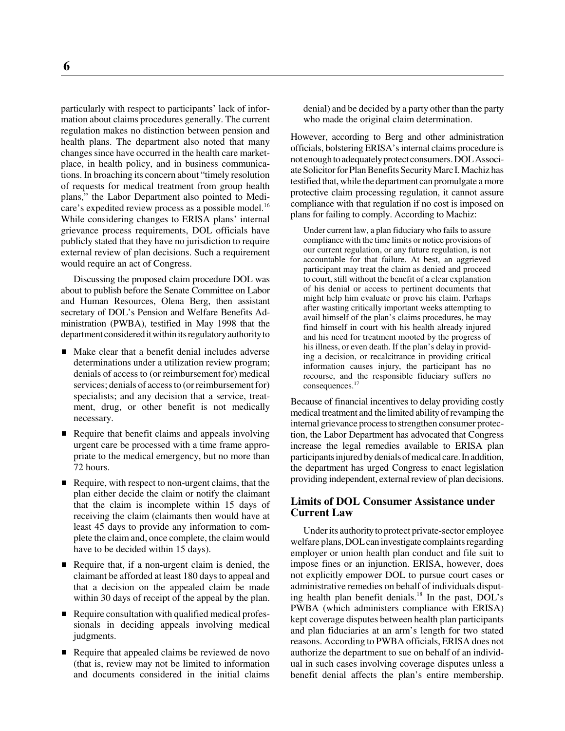particularly with respect to participants' lack of information about claims procedures generally. The current regulation makes no distinction between pension and health plans. The department also noted that many changes since have occurred in the health care marketplace, in health policy, and in business communications. In broaching its concern about "timely resolution of requests for medical treatment from group health plans," the Labor Department also pointed to Medicare's expedited review process as a possible model.[16] While considering changes to ERISA plans' internal grievance process requirements, DOL officials have publicly stated that they have no jurisdiction to require external review of plan decisions. Such a requirement would require an act of Congress.

Discussing the proposed claim procedure DOL was about to publish before the Senate Committee on Labor and Human Resources, Olena Berg, then assistant secretary of DOL's Pension and Welfare Benefits Administration (PWBA), testified in May 1998 that the department considered it within its regulatory authority to

- Make clear that a benefit denial includes adverse determinations under a utilization review program; denials of access to (or reimbursement for) medical services; denials of access to (or reimbursement for) specialists; and any decision that a service, treatment, drug, or other benefit is not medically necessary.
- Require that benefit claims and appeals involving urgent care be processed with a time frame appropriate to the medical emergency, but no more than 72 hours.
- Require, with respect to non-urgent claims, that the plan either decide the claim or notify the claimant that the claim is incomplete within 15 days of receiving the claim (claimants then would have at least 45 days to provide any information to complete the claim and, once complete, the claim would have to be decided within 15 days).
- Require that, if a non-urgent claim is denied, the claimant be afforded at least 180 days to appeal and that a decision on the appealed claim be made within 30 days of receipt of the appeal by the plan.
- Require consultation with qualified medical professionals in deciding appeals involving medical judgments.
- Require that appealed claims be reviewed de novo (that is, review may not be limited to information and documents considered in the initial claims denial) and be decided by a party other than the party who made the original claim determination.

However, according to Berg and other administration officials, bolstering ERISA's internal claims procedure is not enough to adequately protect consumers. DOL Associate Solicitor for Plan Benefits Security Marc I. Machiz has testified that, while the department can promulgate a more protective claim processing regulation, it cannot assure compliance with that regulation if no cost is imposed on plans for failing to comply. According to Machiz:

> Under current law, a plan fiduciary who fails to assure compliance with the time limits or notice provisions of our current regulation, or any future regulation, is not accountable for that failure. At best, an aggrieved participant may treat the claim as denied and proceed to court, still without the benefit of a clear explanation of his denial or access to pertinent documents that might help him evaluate or prove his claim. Perhaps after wasting critically important weeks attempting to avail himself of the plan's claims procedures, he may find himself in court with his health already injured and his need for treatment mooted by the progress of his illness, or even death. If the plan's delay in providing a decision, or recalcitrance in providing critical information causes injury, the participant has no recourse, and the responsible fiduciary suffers no consequences.[17]

Because of financial incentives to delay providing costly medical treatment and the limited ability of revamping the internal grievance process to strengthen consumer protection, the Labor Department has advocated that Congress increase the legal remedies available to ERISA plan participants injured by denials of medical care. In addition, the department has urged Congress to enact legislation providing independent, external review of plan decisions.

## Limits of DOL Consumer Assistance under Current Law

Under its authority to protect private-sector employee welfare plans, DOL can investigate complaints regarding employer or union health plan conduct and file suit to impose fines or an injunction. ERISA, however, does not explicitly empower DOL to pursue court cases or administrative remedies on behalf of individuals disputing health plan benefit denials.[18] In the past, DOL's PWBA (which administers compliance with ERISA) kept coverage disputes between health plan participants and plan fiduciaries at an arm's length for two stated reasons. According to PWBA officials, ERISA does not authorize the department to sue on behalf of an individual in such cases involving coverage disputes unless a benefit denial affects the plan's entire membership.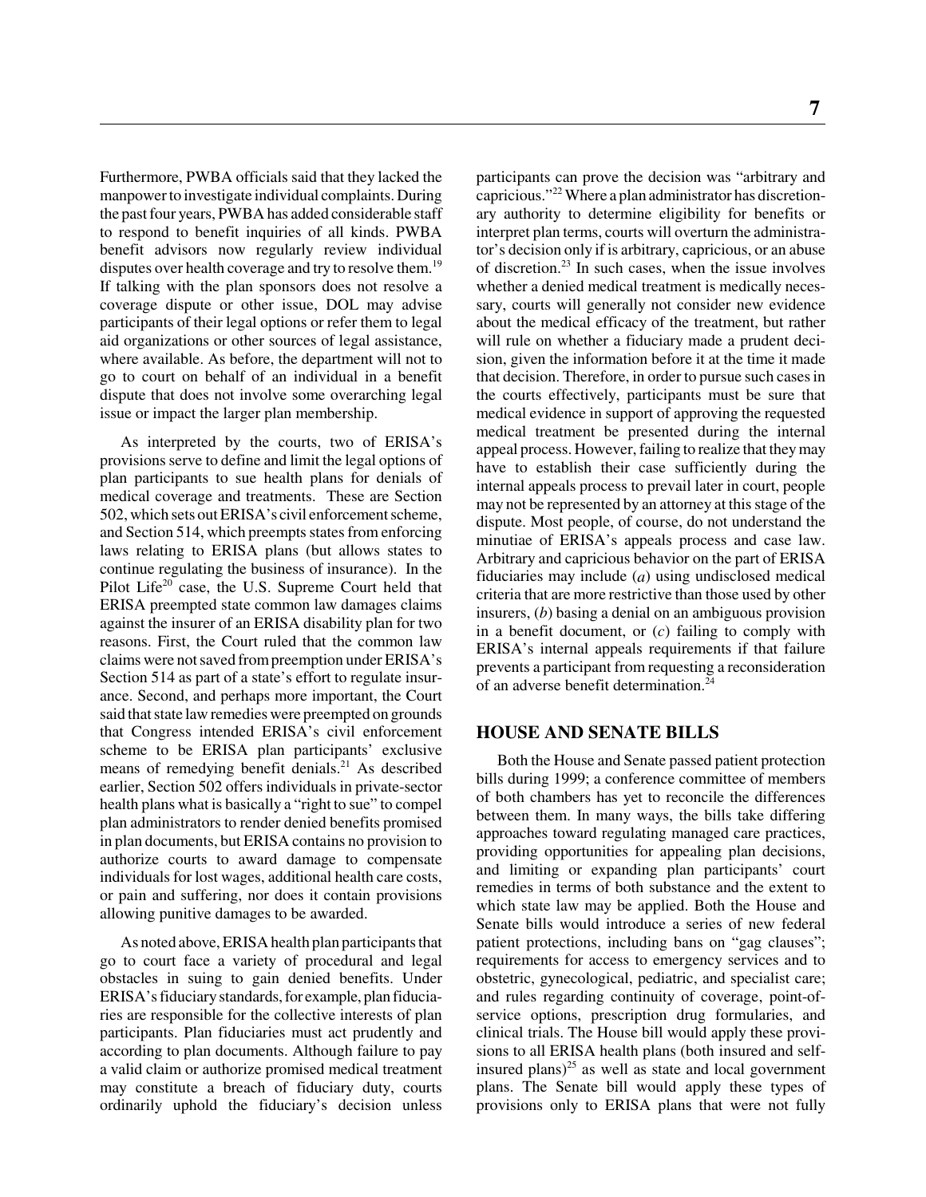Furthermore, PWBA officials said that they lacked the manpower to investigate individual complaints. During the past four years, PWBA has added considerable staff to respond to benefit inquiries of all kinds. PWBA benefit advisors now regularly review individual disputes over health coverage and try to resolve them.[19] If talking with the plan sponsors does not resolve a coverage dispute or other issue, DOL may advise participants of their legal options or refer them to legal aid organizations or other sources of legal assistance, where available. As before, the department will not to go to court on behalf of an individual in a benefit dispute that does not involve some overarching legal issue or impact the larger plan membership.

As interpreted by the courts, two of ERISA's provisions serve to define and limit the legal options of plan participants to sue health plans for denials of medical coverage and treatments. These are Section 502, which sets out ERISA's civil enforcement scheme, and Section 514, which preempts states from enforcing laws relating to ERISA plans (but allows states to continue regulating the business of insurance). In the Pilot Life[20] case, the U.S. Supreme Court held that ERISA preempted state common law damages claims against the insurer of an ERISA disability plan for two reasons. First, the Court ruled that the common law claims were not saved from preemption under ERISA's Section 514 as part of a state's effort to regulate insurance. Second, and perhaps more important, the Court said that state law remedies were preempted on grounds that Congress intended ERISA's civil enforcement scheme to be ERISA plan participants' exclusive means of remedying benefit denials.[21] As described earlier, Section 502 offers individuals in private-sector health plans what is basically a "right to sue" to compel plan administrators to render denied benefits promised in plan documents, but ERISA contains no provision to authorize courts to award damage to compensate individuals for lost wages, additional health care costs, or pain and suffering, nor does it contain provisions allowing punitive damages to be awarded.

As noted above, ERISA health plan participants that go to court face a variety of procedural and legal obstacles in suing to gain denied benefits. Under ERISA's fiduciary standards, for example, plan fiduciaries are responsible for the collective interests of plan participants. Plan fiduciaries must act prudently and according to plan documents. Although failure to pay a valid claim or authorize promised medical treatment may constitute a breach of fiduciary duty, courts ordinarily uphold the fiduciary's decision unless participants can prove the decision was "arbitrary and capricious."[22] Where a plan administrator has discretionary authority to determine eligibility for benefits or interpret plan terms, courts will overturn the administrator's decision only if is arbitrary, capricious, or an abuse of discretion.[23] In such cases, when the issue involves whether a denied medical treatment is medically necessary, courts will generally not consider new evidence about the medical efficacy of the treatment, but rather will rule on whether a fiduciary made a prudent decision, given the information before it at the time it made that decision. Therefore, in order to pursue such cases in the courts effectively, participants must be sure that medical evidence in support of approving the requested medical treatment be presented during the internal appeal process. However, failing to realize that they may have to establish their case sufficiently during the internal appeals process to prevail later in court, people may not be represented by an attorney at this stage of the dispute. Most people, of course, do not understand the minutiae of ERISA's appeals process and case law. Arbitrary and capricious behavior on the part of ERISA fiduciaries may include (*a*) using undisclosed medical criteria that are more restrictive than those used by other insurers, (*b*) basing a denial on an ambiguous provision in a benefit document, or (*c*) failing to comply with ERISA's internal appeals requirements if that failure prevents a participant from requesting a reconsideration of an adverse benefit determination.[24]

## HOUSE AND SENATE BILLS

Both the House and Senate passed patient protection bills during 1999; a conference committee of members of both chambers has yet to reconcile the differences between them. In many ways, the bills take differing approaches toward regulating managed care practices, providing opportunities for appealing plan decisions, and limiting or expanding plan participants' court remedies in terms of both substance and the extent to which state law may be applied. Both the House and Senate bills would introduce a series of new federal patient protections, including bans on "gag clauses"; requirements for access to emergency services and to obstetric, gynecological, pediatric, and specialist care; and rules regarding continuity of coverage, point-of-service options, prescription drug formularies, and clinical trials. The House bill would apply these provisions to all ERISA health plans (both insured and self-insured plans)[25] as well as state and local government plans. The Senate bill would apply these types of provisions only to ERISA plans that were not fully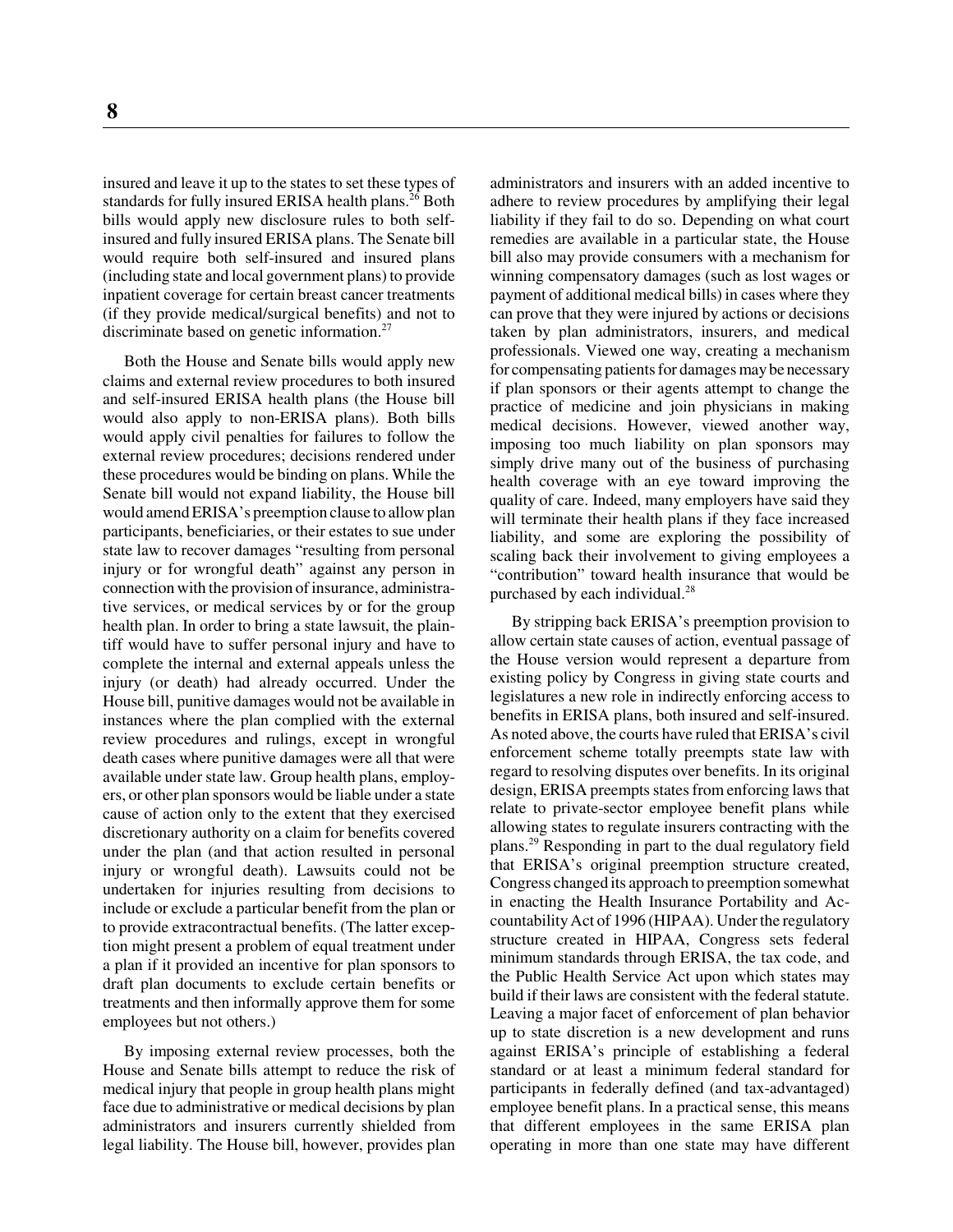insured and leave it up to the states to set these types of standards for fully insured ERISA health plans.[26] Both bills would apply new disclosure rules to both self-insured and fully insured ERISA plans. The Senate bill would require both self-insured and insured plans (including state and local government plans) to provide inpatient coverage for certain breast cancer treatments (if they provide medical/surgical benefits) and not to discriminate based on genetic information.[27]

Both the House and Senate bills would apply new claims and external review procedures to both insured and self-insured ERISA health plans (the House bill would also apply to non-ERISA plans). Both bills would apply civil penalties for failures to follow the external review procedures; decisions rendered under these procedures would be binding on plans. While the Senate bill would not expand liability, the House bill would amend ERISA's preemption clause to allow plan participants, beneficiaries, or their estates to sue under state law to recover damages "resulting from personal injury or for wrongful death" against any person in connection with the provision of insurance, administrative services, or medical services by or for the group health plan. In order to bring a state lawsuit, the plaintiff would have to suffer personal injury and have to complete the internal and external appeals unless the injury (or death) had already occurred. Under the House bill, punitive damages would not be available in instances where the plan complied with the external review procedures and rulings, except in wrongful death cases where punitive damages were all that were available under state law. Group health plans, employers, or other plan sponsors would be liable under a state cause of action only to the extent that they exercised discretionary authority on a claim for benefits covered under the plan (and that action resulted in personal injury or wrongful death). Lawsuits could not be undertaken for injuries resulting from decisions to include or exclude a particular benefit from the plan or to provide extracontractual benefits. (The latter exception might present a problem of equal treatment under a plan if it provided an incentive for plan sponsors to draft plan documents to exclude certain benefits or treatments and then informally approve them for some employees but not others.)

By imposing external review processes, both the House and Senate bills attempt to reduce the risk of medical injury that people in group health plans might face due to administrative or medical decisions by plan administrators and insurers currently shielded from legal liability. The House bill, however, provides plan administrators and insurers with an added incentive to adhere to review procedures by amplifying their legal liability if they fail to do so. Depending on what court remedies are available in a particular state, the House bill also may provide consumers with a mechanism for winning compensatory damages (such as lost wages or payment of additional medical bills) in cases where they can prove that they were injured by actions or decisions taken by plan administrators, insurers, and medical professionals. Viewed one way, creating a mechanism for compensating patients for damages may be necessary if plan sponsors or their agents attempt to change the practice of medicine and join physicians in making medical decisions. However, viewed another way, imposing too much liability on plan sponsors may simply drive many out of the business of purchasing health coverage with an eye toward improving the quality of care. Indeed, many employers have said they will terminate their health plans if they face increased liability, and some are exploring the possibility of scaling back their involvement to giving employees a "contribution" toward health insurance that would be purchased by each individual.[28]

By stripping back ERISA's preemption provision to allow certain state causes of action, eventual passage of the House version would represent a departure from existing policy by Congress in giving state courts and legislatures a new role in indirectly enforcing access to benefits in ERISA plans, both insured and self-insured. As noted above, the courts have ruled that ERISA's civil enforcement scheme totally preempts state law with regard to resolving disputes over benefits. In its original design, ERISA preempts states from enforcing laws that relate to private-sector employee benefit plans while allowing states to regulate insurers contracting with the plans.[29] Responding in part to the dual regulatory field that ERISA's original preemption structure created, Congress changed its approach to preemption somewhat in enacting the Health Insurance Portability and Accountability Act of 1996 (HIPAA). Under the regulatory structure created in HIPAA, Congress sets federal minimum standards through ERISA, the tax code, and the Public Health Service Act upon which states may build if their laws are consistent with the federal statute. Leaving a major facet of enforcement of plan behavior up to state discretion is a new development and runs against ERISA's principle of establishing a federal standard or at least a minimum federal standard for participants in federally defined (and tax-advantaged) employee benefit plans. In a practical sense, this means that different employees in the same ERISA plan operating in more than one state may have different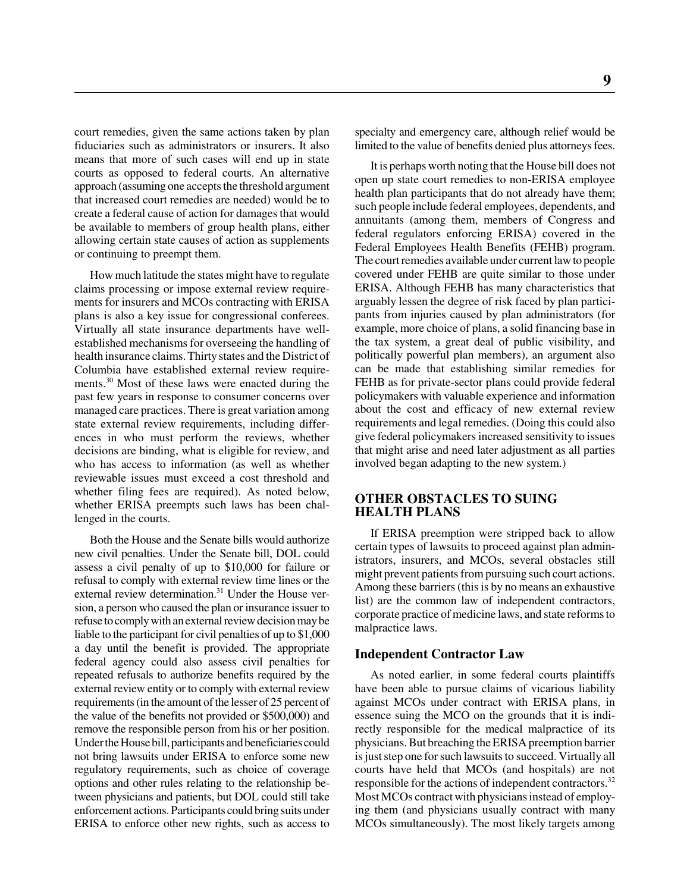court remedies, given the same actions taken by plan fiduciaries such as administrators or insurers. It also means that more of such cases will end up in state courts as opposed to federal courts. An alternative approach (assuming one accepts the threshold argument that increased court remedies are needed) would be to create a federal cause of action for damages that would be available to members of group health plans, either allowing certain state causes of action as supplements or continuing to preempt them.

How much latitude the states might have to regulate claims processing or impose external review requirements for insurers and MCOs contracting with ERISA plans is also a key issue for congressional conferees. Virtually all state insurance departments have well-established mechanisms for overseeing the handling of health insurance claims. Thirty states and the District of Columbia have established external review requirements.[30] Most of these laws were enacted during the past few years in response to consumer concerns over managed care practices. There is great variation among state external review requirements, including differences in who must perform the reviews, whether decisions are binding, what is eligible for review, and who has access to information (as well as whether reviewable issues must exceed a cost threshold and whether filing fees are required). As noted below, whether ERISA preempts such laws has been challenged in the courts.

Both the House and the Senate bills would authorize new civil penalties. Under the Senate bill, DOL could assess a civil penalty of up to $10,000 for failure or refusal to comply with external review time lines or the external review determination.[31] Under the House version, a person who caused the plan or insurance issuer to refuse to comply with an external review decision may be liable to the participant for civil penalties of up to $1,000 a day until the benefit is provided. The appropriate federal agency could also assess civil penalties for repeated refusals to authorize benefits required by the external review entity or to comply with external review requirements (in the amount of the lesser of 25 percent of the value of the benefits not provided or $500,000) and remove the responsible person from his or her position. Under the House bill, participants and beneficiaries could not bring lawsuits under ERISA to enforce some new regulatory requirements, such as choice of coverage options and other rules relating to the relationship between physicians and patients, but DOL could still take enforcement actions. Participants could bring suits under ERISA to enforce other new rights, such as access to specialty and emergency care, although relief would be limited to the value of benefits denied plus attorneys fees.

It is perhaps worth noting that the House bill does not open up state court remedies to non-ERISA employee health plan participants that do not already have them; such people include federal employees, dependents, and annuitants (among them, members of Congress and federal regulators enforcing ERISA) covered in the Federal Employees Health Benefits (FEHB) program. The court remedies available under current law to people covered under FEHB are quite similar to those under ERISA. Although FEHB has many characteristics that arguably lessen the degree of risk faced by plan participants from injuries caused by plan administrators (for example, more choice of plans, a solid financing base in the tax system, a great deal of public visibility, and politically powerful plan members), an argument also can be made that establishing similar remedies for FEHB as for private-sector plans could provide federal policymakers with valuable experience and information about the cost and efficacy of new external review requirements and legal remedies. (Doing this could also give federal policymakers increased sensitivity to issues that might arise and need later adjustment as all parties involved began adapting to the new system.)

## OTHER OBSTACLES TO SUING HEALTH PLANS

If ERISA preemption were stripped back to allow certain types of lawsuits to proceed against plan administrators, insurers, and MCOs, several obstacles still might prevent patients from pursuing such court actions. Among these barriers (this is by no means an exhaustive list) are the common law of independent contractors, corporate practice of medicine laws, and state reforms to malpractice laws.

### Independent Contractor Law

As noted earlier, in some federal courts plaintiffs have been able to pursue claims of vicarious liability against MCOs under contract with ERISA plans, in essence suing the MCO on the grounds that it is indirectly responsible for the medical malpractice of its physicians. But breaching the ERISA preemption barrier is just step one for such lawsuits to succeed. Virtually all courts have held that MCOs (and hospitals) are not responsible for the actions of independent contractors.[32] Most MCOs contract with physicians instead of employing them (and physicians usually contract with many MCOs simultaneously). The most likely targets among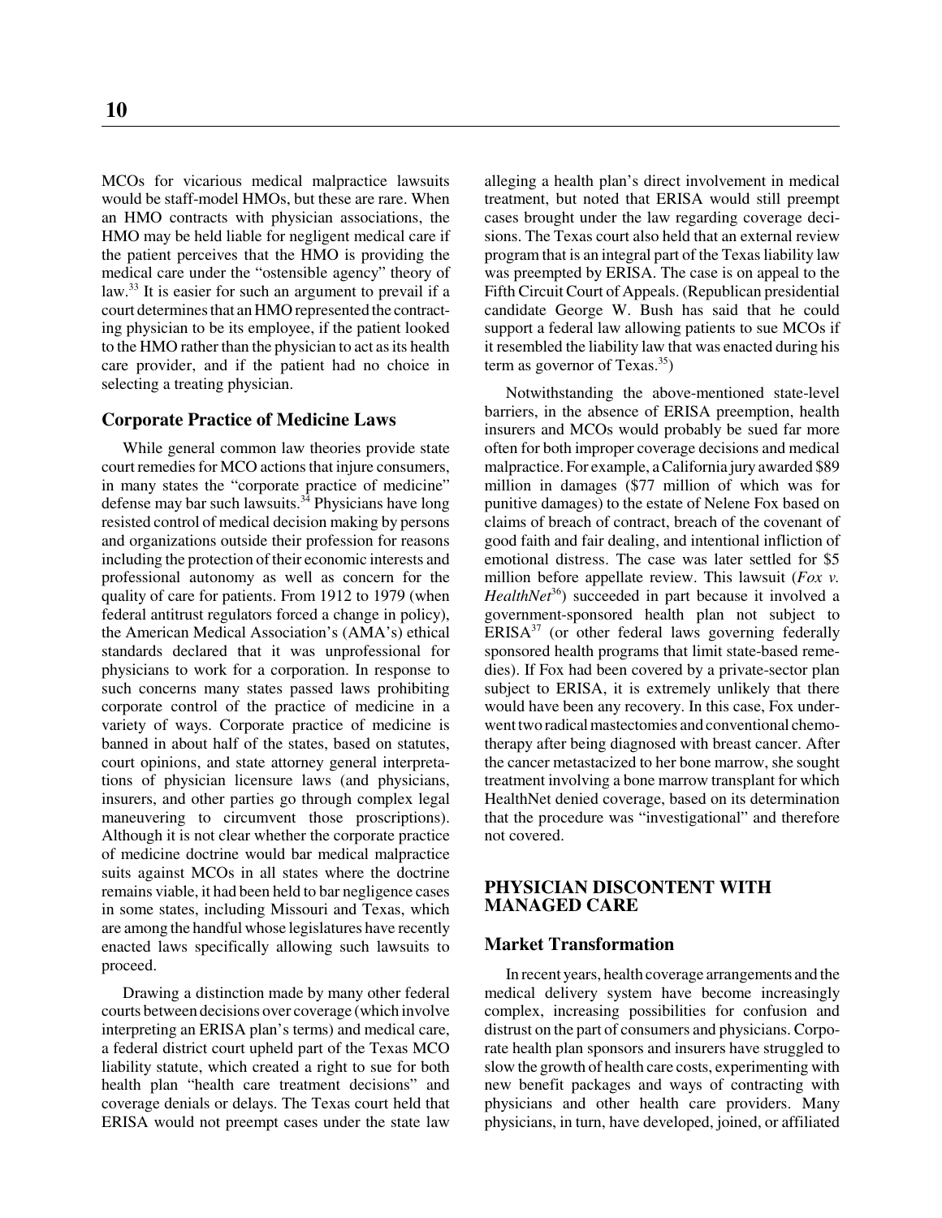MCOs for vicarious medical malpractice lawsuits would be staff-model HMOs, but these are rare. When an HMO contracts with physician associations, the HMO may be held liable for negligent medical care if the patient perceives that the HMO is providing the medical care under the "ostensible agency" theory of law.[33] It is easier for such an argument to prevail if a court determines that an HMO represented the contracting physician to be its employee, if the patient looked to the HMO rather than the physician to act as its health care provider, and if the patient had no choice in selecting a treating physician.

### Corporate Practice of Medicine Laws

While general common law theories provide state court remedies for MCO actions that injure consumers, in many states the "corporate practice of medicine" defense may bar such lawsuits.[34] Physicians have long resisted control of medical decision making by persons and organizations outside their profession for reasons including the protection of their economic interests and professional autonomy as well as concern for the quality of care for patients. From 1912 to 1979 (when federal antitrust regulators forced a change in policy), the American Medical Association's (AMA's) ethical standards declared that it was unprofessional for physicians to work for a corporation. In response to such concerns many states passed laws prohibiting corporate control of the practice of medicine in a variety of ways. Corporate practice of medicine is banned in about half of the states, based on statutes, court opinions, and state attorney general interpretations of physician licensure laws (and physicians, insurers, and other parties go through complex legal maneuvering to circumvent those proscriptions). Although it is not clear whether the corporate practice of medicine doctrine would bar medical malpractice suits against MCOs in all states where the doctrine remains viable, it had been held to bar negligence cases in some states, including Missouri and Texas, which are among the handful whose legislatures have recently enacted laws specifically allowing such lawsuits to proceed.

Drawing a distinction made by many other federal courts between decisions over coverage (which involve interpreting an ERISA plan's terms) and medical care, a federal district court upheld part of the Texas MCO liability statute, which created a right to sue for both health plan "health care treatment decisions" and coverage denials or delays. The Texas court held that ERISA would not preempt cases under the state law alleging a health plan's direct involvement in medical treatment, but noted that ERISA would still preempt cases brought under the law regarding coverage decisions. The Texas court also held that an external review program that is an integral part of the Texas liability law was preempted by ERISA. The case is on appeal to the Fifth Circuit Court of Appeals. (Republican presidential candidate George W. Bush has said that he could support a federal law allowing patients to sue MCOs if it resembled the liability law that was enacted during his term as governor of Texas.[35])

Notwithstanding the above-mentioned state-level barriers, in the absence of ERISA preemption, health insurers and MCOs would probably be sued far more often for both improper coverage decisions and medical malpractice. For example, a California jury awarded $89 million in damages ($77 million of which was for punitive damages) to the estate of Nelene Fox based on claims of breach of contract, breach of the covenant of good faith and fair dealing, and intentional infliction of emotional distress. The case was later settled for $5 million before appellate review. This lawsuit (*Fox v. HealthNet*[36]) succeeded in part because it involved a government-sponsored health plan not subject to ERISA[37] (or other federal laws governing federally sponsored health programs that limit state-based remedies). If Fox had been covered by a private-sector plan subject to ERISA, it is extremely unlikely that there would have been any recovery. In this case, Fox underwent two radical mastectomies and conventional chemotherapy after being diagnosed with breast cancer. After the cancer metastacized to her bone marrow, she sought treatment involving a bone marrow transplant for which HealthNet denied coverage, based on its determination that the procedure was "investigational" and therefore not covered.

## PHYSICIAN DISCONTENT WITH MANAGED CARE

### Market Transformation

In recent years, health coverage arrangements and the medical delivery system have become increasingly complex, increasing possibilities for confusion and distrust on the part of consumers and physicians. Corporate health plan sponsors and insurers have struggled to slow the growth of health care costs, experimenting with new benefit packages and ways of contracting with physicians and other health care providers. Many physicians, in turn, have developed, joined, or affiliated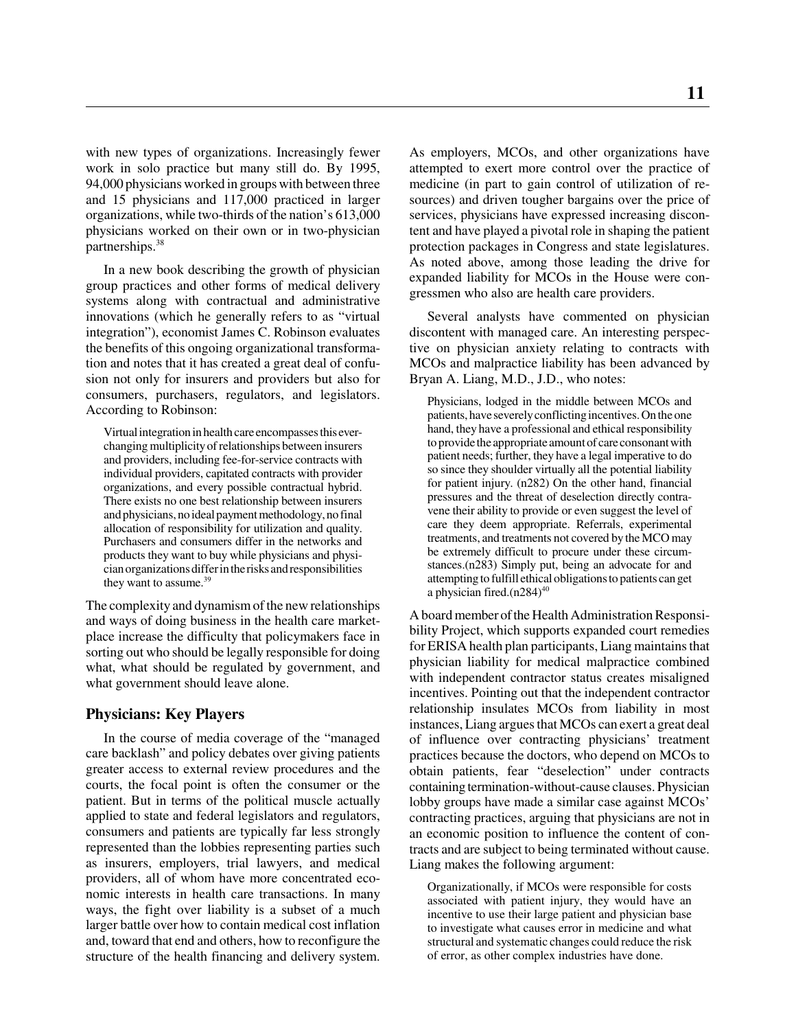with new types of organizations. Increasingly fewer work in solo practice but many still do. By 1995, 94,000 physicians worked in groups with between three and 15 physicians and 117,000 practiced in larger organizations, while two-thirds of the nation's 613,000 physicians worked on their own or in two-physician partnerships.[38]

In a new book describing the growth of physician group practices and other forms of medical delivery systems along with contractual and administrative innovations (which he generally refers to as "virtual integration"), economist James C. Robinson evaluates the benefits of this ongoing organizational transformation and notes that it has created a great deal of confusion not only for insurers and providers but also for consumers, purchasers, regulators, and legislators. According to Robinson:

> Virtual integration in health care encompasses this ever-changing multiplicity of relationships between insurers and providers, including fee-for-service contracts with individual providers, capitated contracts with provider organizations, and every possible contractual hybrid. There exists no one best relationship between insurers and physicians, no ideal payment methodology, no final allocation of responsibility for utilization and quality. Purchasers and consumers differ in the networks and products they want to buy while physicians and physician organizations differ in the risks and responsibilities they want to assume.[39]

The complexity and dynamism of the new relationships and ways of doing business in the health care marketplace increase the difficulty that policymakers face in sorting out who should be legally responsible for doing what, what should be regulated by government, and what government should leave alone.

## Physicians: Key Players

In the course of media coverage of the "managed care backlash" and policy debates over giving patients greater access to external review procedures and the courts, the focal point is often the consumer or the patient. But in terms of the political muscle actually applied to state and federal legislators and regulators, consumers and patients are typically far less strongly represented than the lobbies representing parties such as insurers, employers, trial lawyers, and medical providers, all of whom have more concentrated economic interests in health care transactions. In many ways, the fight over liability is a subset of a much larger battle over how to contain medical cost inflation and, toward that end and others, how to reconfigure the structure of the health financing and delivery system.

As employers, MCOs, and other organizations have attempted to exert more control over the practice of medicine (in part to gain control of utilization of resources) and driven tougher bargains over the price of services, physicians have expressed increasing discontent and have played a pivotal role in shaping the patient protection packages in Congress and state legislatures. As noted above, among those leading the drive for expanded liability for MCOs in the House were congressmen who also are health care providers.

Several analysts have commented on physician discontent with managed care. An interesting perspective on physician anxiety relating to contracts with MCOs and malpractice liability has been advanced by Bryan A. Liang, M.D., J.D., who notes:

> Physicians, lodged in the middle between MCOs and patients, have severely conflicting incentives. On the one hand, they have a professional and ethical responsibility to provide the appropriate amount of care consonant with patient needs; further, they have a legal imperative to do so since they shoulder virtually all the potential liability for patient injury. (n282) On the other hand, financial pressures and the threat of deselection directly contravene their ability to provide or even suggest the level of care they deem appropriate. Referrals, experimental treatments, and treatments not covered by the MCO may be extremely difficult to procure under these circumstances.(n283) Simply put, being an advocate for and attempting to fulfill ethical obligations to patients can get a physician fired.(n284)[40]

A board member of the Health Administration Responsibility Project, which supports expanded court remedies for ERISA health plan participants, Liang maintains that physician liability for medical malpractice combined with independent contractor status creates misaligned incentives. Pointing out that the independent contractor relationship insulates MCOs from liability in most instances, Liang argues that MCOs can exert a great deal of influence over contracting physicians' treatment practices because the doctors, who depend on MCOs to obtain patients, fear "deselection" under contracts containing termination-without-cause clauses. Physician lobby groups have made a similar case against MCOs' contracting practices, arguing that physicians are not in an economic position to influence the content of contracts and are subject to being terminated without cause. Liang makes the following argument:

> Organizationally, if MCOs were responsible for costs associated with patient injury, they would have an incentive to use their large patient and physician base to investigate what causes error in medicine and what structural and systematic changes could reduce the risk of error, as other complex industries have done.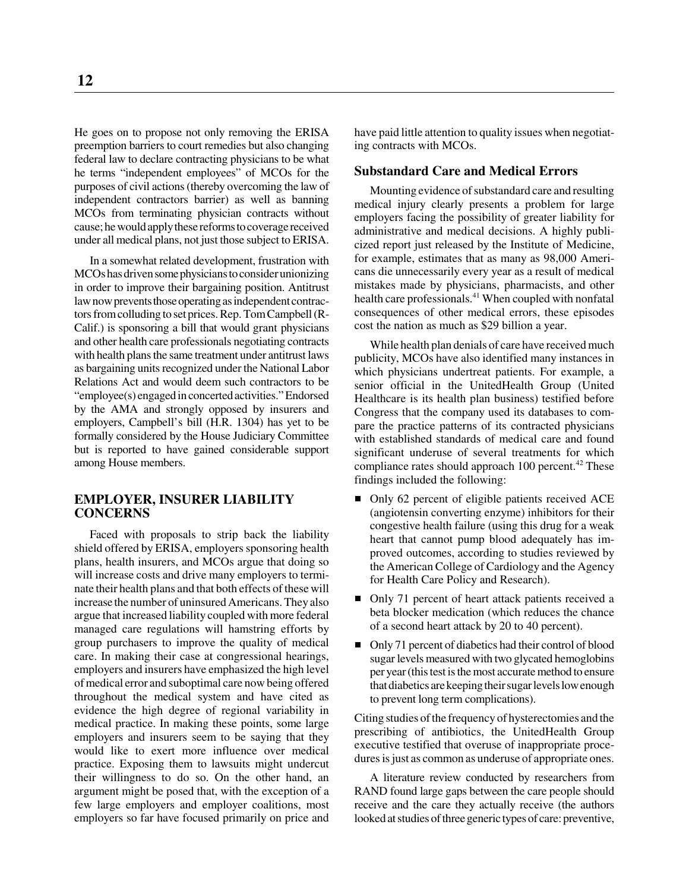He goes on to propose not only removing the ERISA preemption barriers to court remedies but also changing federal law to declare contracting physicians to be what he terms "independent employees" of MCOs for the purposes of civil actions (thereby overcoming the law of independent contractors barrier) as well as banning MCOs from terminating physician contracts without cause; he would apply these reforms to coverage received under all medical plans, not just those subject to ERISA.

In a somewhat related development, frustration with MCOs has driven some physicians to consider unionizing in order to improve their bargaining position. Antitrust law now prevents those operating as independent contractors from colluding to set prices. Rep. Tom Campbell (R-Calif.) is sponsoring a bill that would grant physicians and other health care professionals negotiating contracts with health plans the same treatment under antitrust laws as bargaining units recognized under the National Labor Relations Act and would deem such contractors to be "employee(s) engaged in concerted activities." Endorsed by the AMA and strongly opposed by insurers and employers, Campbell's bill (H.R. 1304) has yet to be formally considered by the House Judiciary Committee but is reported to have gained considerable support among House members.

## EMPLOYER, INSURER LIABILITY CONCERNS

Faced with proposals to strip back the liability shield offered by ERISA, employers sponsoring health plans, health insurers, and MCOs argue that doing so will increase costs and drive many employers to terminate their health plans and that both effects of these will increase the number of uninsured Americans. They also argue that increased liability coupled with more federal managed care regulations will hamstring efforts by group purchasers to improve the quality of medical care. In making their case at congressional hearings, employers and insurers have emphasized the high level of medical error and suboptimal care now being offered throughout the medical system and have cited as evidence the high degree of regional variability in medical practice. In making these points, some large employers and insurers seem to be saying that they would like to exert more influence over medical practice. Exposing them to lawsuits might undercut their willingness to do so. On the other hand, an argument might be posed that, with the exception of a few large employers and employer coalitions, most employers so far have focused primarily on price and have paid little attention to quality issues when negotiating contracts with MCOs.

### Substandard Care and Medical Errors

Mounting evidence of substandard care and resulting medical injury clearly presents a problem for large employers facing the possibility of greater liability for administrative and medical decisions. A highly publicized report just released by the Institute of Medicine, for example, estimates that as many as 98,000 Americans die unnecessarily every year as a result of medical mistakes made by physicians, pharmacists, and other health care professionals.[41] When coupled with nonfatal consequences of other medical errors, these episodes cost the nation as much as $29 billion a year.

While health plan denials of care have received much publicity, MCOs have also identified many instances in which physicians undertreat patients. For example, a senior official in the UnitedHealth Group (United Healthcare is its health plan business) testified before Congress that the company used its databases to compare the practice patterns of its contracted physicians with established standards of medical care and found significant underuse of several treatments for which compliance rates should approach 100 percent.[42] These findings included the following:

- Only 62 percent of eligible patients received ACE (angiotensin converting enzyme) inhibitors for their congestive health failure (using this drug for a weak heart that cannot pump blood adequately has improved outcomes, according to studies reviewed by the American College of Cardiology and the Agency for Health Care Policy and Research).
- Only 71 percent of heart attack patients received a beta blocker medication (which reduces the chance of a second heart attack by 20 to 40 percent).
- Only 71 percent of diabetics had their control of blood sugar levels measured with two glycated hemoglobins per year (this test is the most accurate method to ensure that diabetics are keeping their sugar levels low enough to prevent long term complications).

Citing studies of the frequency of hysterectomies and the prescribing of antibiotics, the UnitedHealth Group executive testified that overuse of inappropriate procedures is just as common as underuse of appropriate ones.

A literature review conducted by researchers from RAND found large gaps between the care people should receive and the care they actually receive (the authors looked at studies of three generic types of care: preventive,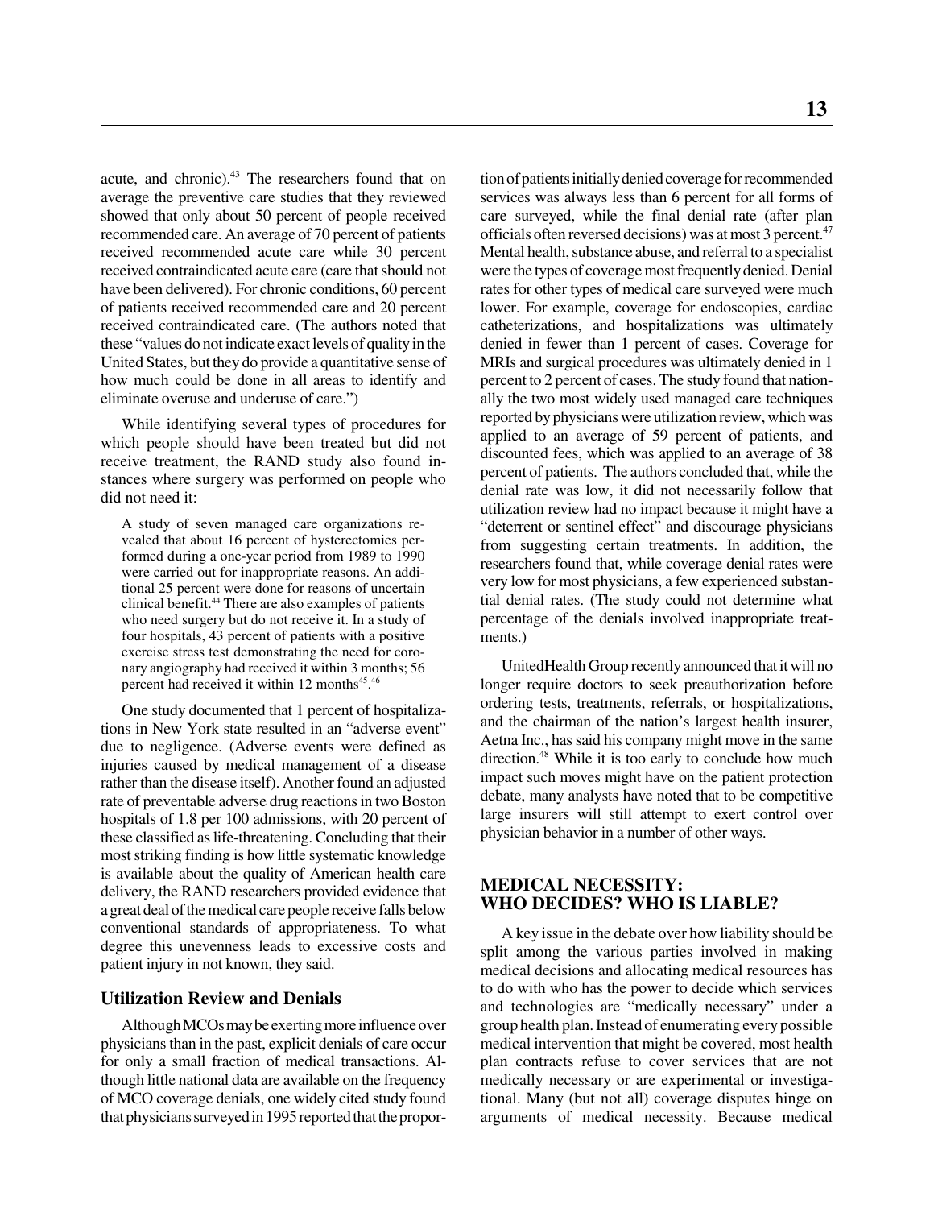acute, and chronic).[43] The researchers found that on average the preventive care studies that they reviewed showed that only about 50 percent of people received recommended care. An average of 70 percent of patients received recommended acute care while 30 percent received contraindicated acute care (care that should not have been delivered). For chronic conditions, 60 percent of patients received recommended care and 20 percent received contraindicated care. (The authors noted that these "values do not indicate exact levels of quality in the United States, but they do provide a quantitative sense of how much could be done in all areas to identify and eliminate overuse and underuse of care.")

While identifying several types of procedures for which people should have been treated but did not receive treatment, the RAND study also found instances where surgery was performed on people who did not need it:

> A study of seven managed care organizations revealed that about 16 percent of hysterectomies performed during a one-year period from 1989 to 1990 were carried out for inappropriate reasons. An additional 25 percent were done for reasons of uncertain clinical benefit.[44] There are also examples of patients who need surgery but do not receive it. In a study of four hospitals, 43 percent of patients with a positive exercise stress test demonstrating the need for coronary angiography had received it within 3 months; 56 percent had received it within 12 months[45].[46]

One study documented that 1 percent of hospitalizations in New York state resulted in an "adverse event" due to negligence. (Adverse events were defined as injuries caused by medical management of a disease rather than the disease itself). Another found an adjusted rate of preventable adverse drug reactions in two Boston hospitals of 1.8 per 100 admissions, with 20 percent of these classified as life-threatening. Concluding that their most striking finding is how little systematic knowledge is available about the quality of American health care delivery, the RAND researchers provided evidence that a great deal of the medical care people receive falls below conventional standards of appropriateness. To what degree this unevenness leads to excessive costs and patient injury in not known, they said.

### Utilization Review and Denials

Although MCOs may be exerting more influence over physicians than in the past, explicit denials of care occur for only a small fraction of medical transactions. Although little national data are available on the frequency of MCO coverage denials, one widely cited study found that physicians surveyed in 1995 reported that the proportion of patients initially denied coverage for recommended services was always less than 6 percent for all forms of care surveyed, while the final denial rate (after plan officials often reversed decisions) was at most 3 percent.[47] Mental health, substance abuse, and referral to a specialist were the types of coverage most frequently denied. Denial rates for other types of medical care surveyed were much lower. For example, coverage for endoscopies, cardiac catheterizations, and hospitalizations was ultimately denied in fewer than 1 percent of cases. Coverage for MRIs and surgical procedures was ultimately denied in 1 percent to 2 percent of cases. The study found that nationally the two most widely used managed care techniques reported by physicians were utilization review, which was applied to an average of 59 percent of patients, and discounted fees, which was applied to an average of 38 percent of patients. The authors concluded that, while the denial rate was low, it did not necessarily follow that utilization review had no impact because it might have a "deterrent or sentinel effect" and discourage physicians from suggesting certain treatments. In addition, the researchers found that, while coverage denial rates were very low for most physicians, a few experienced substantial denial rates. (The study could not determine what percentage of the denials involved inappropriate treatments.)

UnitedHealth Group recently announced that it will no longer require doctors to seek preauthorization before ordering tests, treatments, referrals, or hospitalizations, and the chairman of the nation's largest health insurer, Aetna Inc., has said his company might move in the same direction.[48] While it is too early to conclude how much impact such moves might have on the patient protection debate, many analysts have noted that to be competitive large insurers will still attempt to exert control over physician behavior in a number of other ways.

## MEDICAL NECESSITY: WHO DECIDES? WHO IS LIABLE?

A key issue in the debate over how liability should be split among the various parties involved in making medical decisions and allocating medical resources has to do with who has the power to decide which services and technologies are "medically necessary" under a group health plan. Instead of enumerating every possible medical intervention that might be covered, most health plan contracts refuse to cover services that are not medically necessary or are experimental or investigational. Many (but not all) coverage disputes hinge on arguments of medical necessity. Because medical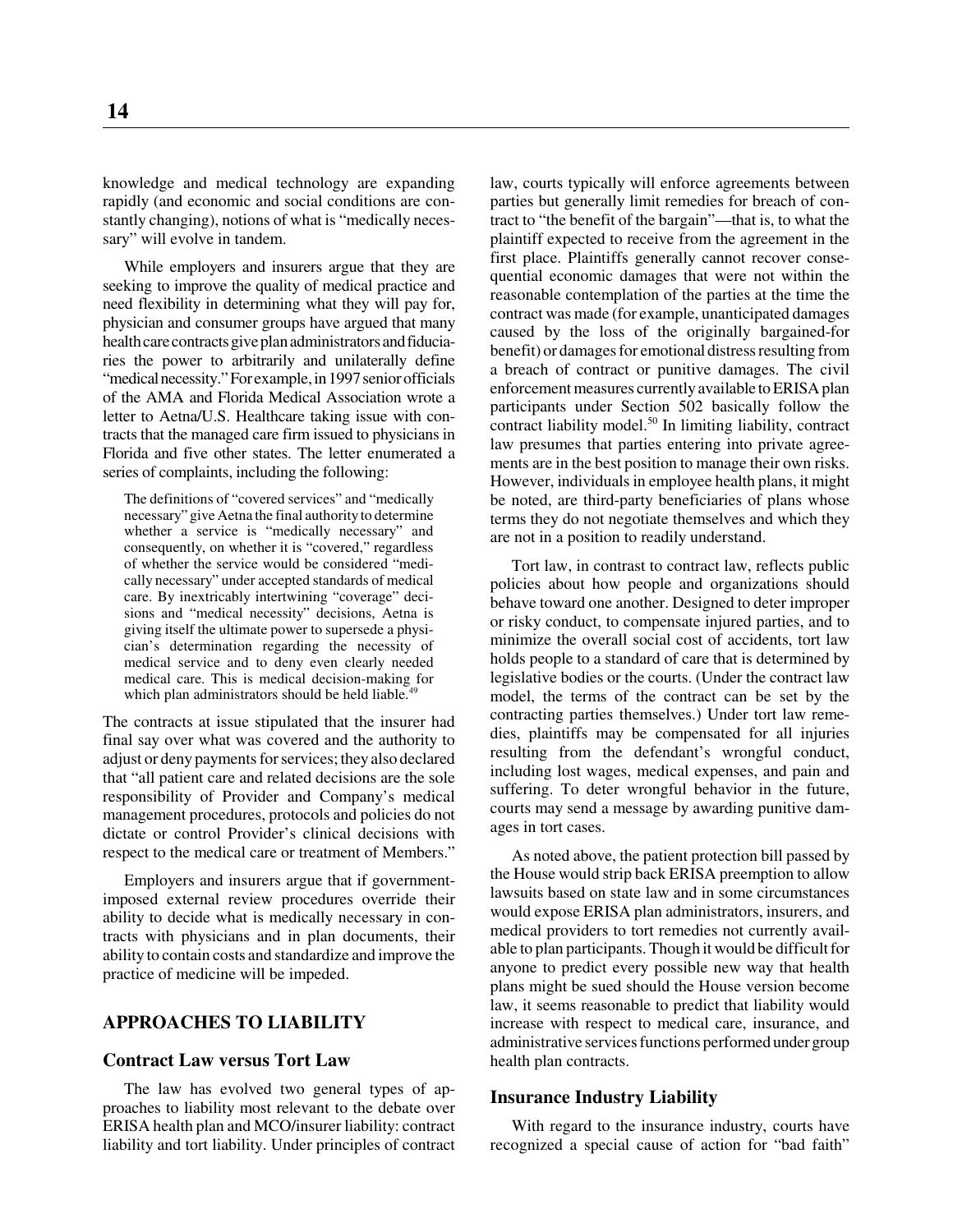knowledge and medical technology are expanding rapidly (and economic and social conditions are constantly changing), notions of what is "medically necessary" will evolve in tandem.

While employers and insurers argue that they are seeking to improve the quality of medical practice and need flexibility in determining what they will pay for, physician and consumer groups have argued that many health care contracts give plan administrators and fiduciaries the power to arbitrarily and unilaterally define "medical necessity." For example, in 1997 senior officials of the AMA and Florida Medical Association wrote a letter to Aetna/U.S. Healthcare taking issue with contracts that the managed care firm issued to physicians in Florida and five other states. The letter enumerated a series of complaints, including the following:

> The definitions of "covered services" and "medically necessary" give Aetna the final authority to determine whether a service is "medically necessary" and consequently, on whether it is "covered," regardless of whether the service would be considered "medically necessary" under accepted standards of medical care. By inextricably intertwining "coverage" decisions and "medical necessity" decisions, Aetna is giving itself the ultimate power to supersede a physician's determination regarding the necessity of medical service and to deny even clearly needed medical care. This is medical decision-making for which plan administrators should be held liable.[49]

The contracts at issue stipulated that the insurer had final say over what was covered and the authority to adjust or deny payments for services; they also declared that "all patient care and related decisions are the sole responsibility of Provider and Company's medical management procedures, protocols and policies do not dictate or control Provider's clinical decisions with respect to the medical care or treatment of Members."

Employers and insurers argue that if government-imposed external review procedures override their ability to decide what is medically necessary in contracts with physicians and in plan documents, their ability to contain costs and standardize and improve the practice of medicine will be impeded.

## APPROACHES TO LIABILITY

### Contract Law versus Tort Law

The law has evolved two general types of approaches to liability most relevant to the debate over ERISA health plan and MCO/insurer liability: contract liability and tort liability. Under principles of contract law, courts typically will enforce agreements between parties but generally limit remedies for breach of contract to "the benefit of the bargain"—that is, to what the plaintiff expected to receive from the agreement in the first place. Plaintiffs generally cannot recover consequential economic damages that were not within the reasonable contemplation of the parties at the time the contract was made (for example, unanticipated damages caused by the loss of the originally bargained-for benefit) or damages for emotional distress resulting from a breach of contract or punitive damages. The civil enforcement measures currently available to ERISA plan participants under Section 502 basically follow the contract liability model.[50] In limiting liability, contract law presumes that parties entering into private agreements are in the best position to manage their own risks. However, individuals in employee health plans, it might be noted, are third-party beneficiaries of plans whose terms they do not negotiate themselves and which they are not in a position to readily understand.

Tort law, in contrast to contract law, reflects public policies about how people and organizations should behave toward one another. Designed to deter improper or risky conduct, to compensate injured parties, and to minimize the overall social cost of accidents, tort law holds people to a standard of care that is determined by legislative bodies or the courts. (Under the contract law model, the terms of the contract can be set by the contracting parties themselves.) Under tort law remedies, plaintiffs may be compensated for all injuries resulting from the defendant's wrongful conduct, including lost wages, medical expenses, and pain and suffering. To deter wrongful behavior in the future, courts may send a message by awarding punitive damages in tort cases.

As noted above, the patient protection bill passed by the House would strip back ERISA preemption to allow lawsuits based on state law and in some circumstances would expose ERISA plan administrators, insurers, and medical providers to tort remedies not currently available to plan participants. Though it would be difficult for anyone to predict every possible new way that health plans might be sued should the House version become law, it seems reasonable to predict that liability would increase with respect to medical care, insurance, and administrative services functions performed under group health plan contracts.

### Insurance Industry Liability

With regard to the insurance industry, courts have recognized a special cause of action for "bad faith"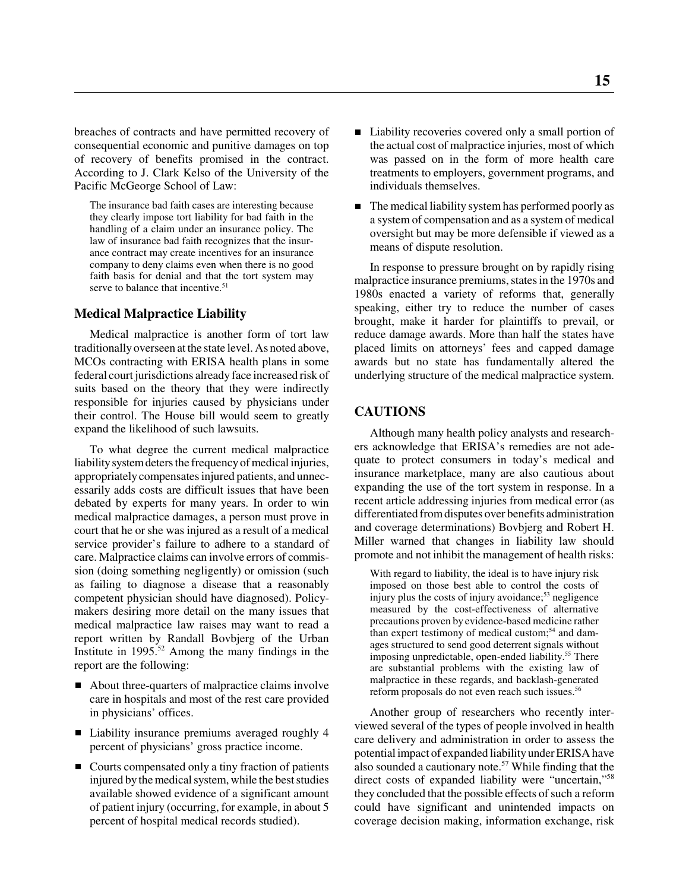breaches of contracts and have permitted recovery of consequential economic and punitive damages on top of recovery of benefits promised in the contract. According to J. Clark Kelso of the University of the Pacific McGeorge School of Law:

> The insurance bad faith cases are interesting because they clearly impose tort liability for bad faith in the handling of a claim under an insurance policy. The law of insurance bad faith recognizes that the insurance contract may create incentives for an insurance company to deny claims even when there is no good faith basis for denial and that the tort system may serve to balance that incentive.[51]

### Medical Malpractice Liability

Medical malpractice is another form of tort law traditionally overseen at the state level. As noted above, MCOs contracting with ERISA health plans in some federal court jurisdictions already face increased risk of suits based on the theory that they were indirectly responsible for injuries caused by physicians under their control. The House bill would seem to greatly expand the likelihood of such lawsuits.

To what degree the current medical malpractice liability system deters the frequency of medical injuries, appropriately compensates injured patients, and unnecessarily adds costs are difficult issues that have been debated by experts for many years. In order to win medical malpractice damages, a person must prove in court that he or she was injured as a result of a medical service provider's failure to adhere to a standard of care. Malpractice claims can involve errors of commission (doing something negligently) or omission (such as failing to diagnose a disease that a reasonably competent physician should have diagnosed). Policymakers desiring more detail on the many issues that medical malpractice law raises may want to read a report written by Randall Bovbjerg of the Urban Institute in 1995.[52] Among the many findings in the report are the following:

- About three-quarters of malpractice claims involve care in hospitals and most of the rest care provided in physicians' offices.
- Liability insurance premiums averaged roughly 4 percent of physicians' gross practice income.
- Courts compensated only a tiny fraction of patients injured by the medical system, while the best studies available showed evidence of a significant amount of patient injury (occurring, for example, in about 5 percent of hospital medical records studied).
- Liability recoveries covered only a small portion of the actual cost of malpractice injuries, most of which was passed on in the form of more health care treatments to employers, government programs, and individuals themselves.
- The medical liability system has performed poorly as a system of compensation and as a system of medical oversight but may be more defensible if viewed as a means of dispute resolution.

In response to pressure brought on by rapidly rising malpractice insurance premiums, states in the 1970s and 1980s enacted a variety of reforms that, generally speaking, either try to reduce the number of cases brought, make it harder for plaintiffs to prevail, or reduce damage awards. More than half the states have placed limits on attorneys' fees and capped damage awards but no state has fundamentally altered the underlying structure of the medical malpractice system.

## CAUTIONS

Although many health policy analysts and researchers acknowledge that ERISA's remedies are not adequate to protect consumers in today's medical and insurance marketplace, many are also cautious about expanding the use of the tort system in response. In a recent article addressing injuries from medical error (as differentiated from disputes over benefits administration and coverage determinations) Bovbjerg and Robert H. Miller warned that changes in liability law should promote and not inhibit the management of health risks:

> With regard to liability, the ideal is to have injury risk imposed on those best able to control the costs of injury plus the costs of injury avoidance;[53] negligence measured by the cost-effectiveness of alternative precautions proven by evidence-based medicine rather than expert testimony of medical custom;[54] and damages structured to send good deterrent signals without imposing unpredictable, open-ended liability.[55] There are substantial problems with the existing law of malpractice in these regards, and backlash-generated reform proposals do not even reach such issues.[56]

Another group of researchers who recently interviewed several of the types of people involved in health care delivery and administration in order to assess the potential impact of expanded liability under ERISA have also sounded a cautionary note.[57] While finding that the direct costs of expanded liability were "uncertain,"[58] they concluded that the possible effects of such a reform could have significant and unintended impacts on coverage decision making, information exchange, risk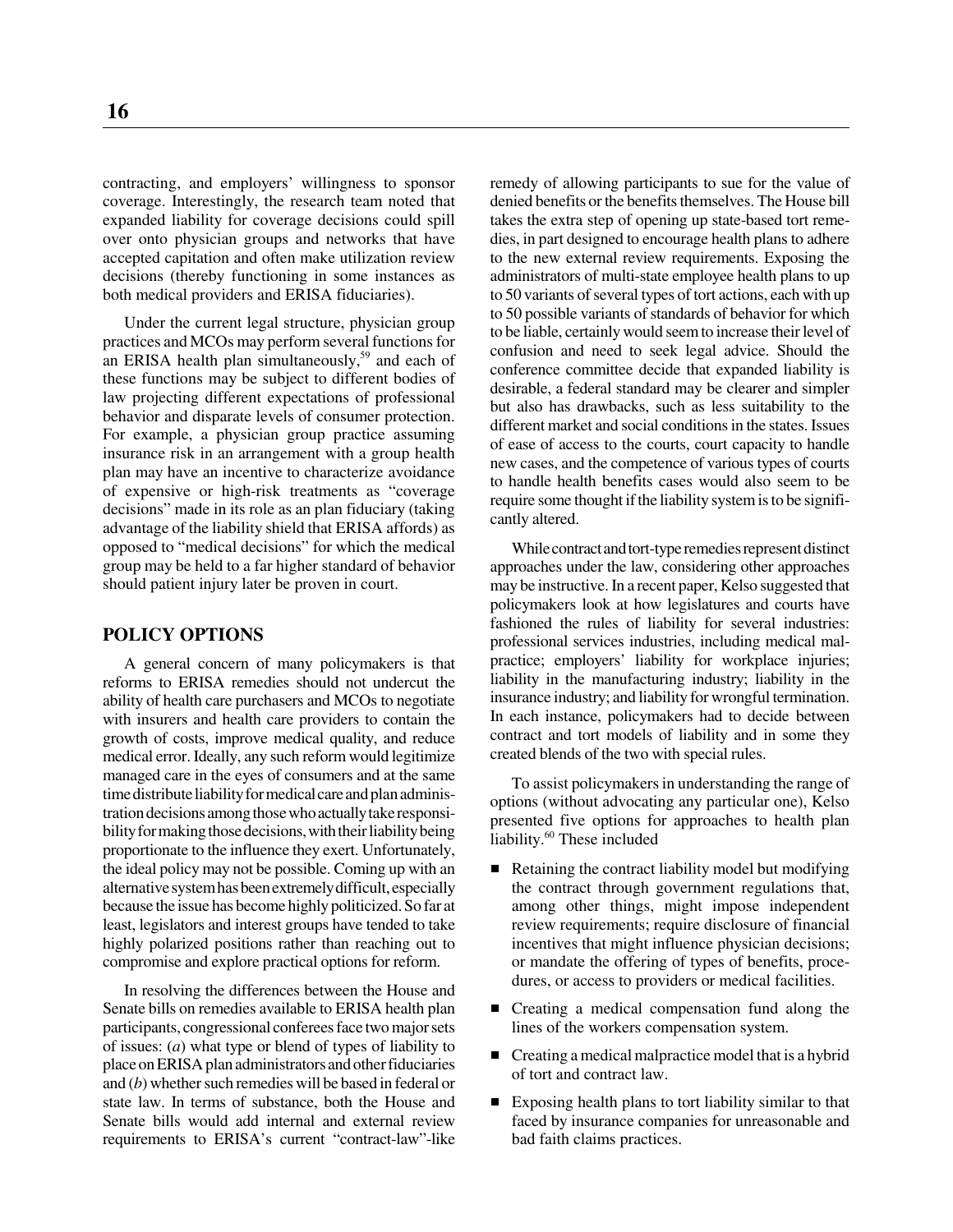contracting, and employers' willingness to sponsor coverage. Interestingly, the research team noted that expanded liability for coverage decisions could spill over onto physician groups and networks that have accepted capitation and often make utilization review decisions (thereby functioning in some instances as both medical providers and ERISA fiduciaries).

Under the current legal structure, physician group practices and MCOs may perform several functions for an ERISA health plan simultaneously,[59] and each of these functions may be subject to different bodies of law projecting different expectations of professional behavior and disparate levels of consumer protection. For example, a physician group practice assuming insurance risk in an arrangement with a group health plan may have an incentive to characterize avoidance of expensive or high-risk treatments as "coverage decisions" made in its role as an plan fiduciary (taking advantage of the liability shield that ERISA affords) as opposed to "medical decisions" for which the medical group may be held to a far higher standard of behavior should patient injury later be proven in court.

## POLICY OPTIONS

A general concern of many policymakers is that reforms to ERISA remedies should not undercut the ability of health care purchasers and MCOs to negotiate with insurers and health care providers to contain the growth of costs, improve medical quality, and reduce medical error. Ideally, any such reform would legitimize managed care in the eyes of consumers and at the same time distribute liability for medical care and plan administration decisions among those who actually take responsibility for making those decisions, with their liability being proportionate to the influence they exert. Unfortunately, the ideal policy may not be possible. Coming up with an alternative system has been extremely difficult, especially because the issue has become highly politicized. So far at least, legislators and interest groups have tended to take highly polarized positions rather than reaching out to compromise and explore practical options for reform.

In resolving the differences between the House and Senate bills on remedies available to ERISA health plan participants, congressional conferees face two major sets of issues: (*a*) what type or blend of types of liability to place on ERISA plan administrators and other fiduciaries and (*b*) whether such remedies will be based in federal or state law. In terms of substance, both the House and Senate bills would add internal and external review requirements to ERISA's current "contract-law"-like remedy of allowing participants to sue for the value of denied benefits or the benefits themselves. The House bill takes the extra step of opening up state-based tort remedies, in part designed to encourage health plans to adhere to the new external review requirements. Exposing the administrators of multi-state employee health plans to up to 50 variants of several types of tort actions, each with up to 50 possible variants of standards of behavior for which to be liable, certainly would seem to increase their level of confusion and need to seek legal advice. Should the conference committee decide that expanded liability is desirable, a federal standard may be clearer and simpler but also has drawbacks, such as less suitability to the different market and social conditions in the states. Issues of ease of access to the courts, court capacity to handle new cases, and the competence of various types of courts to handle health benefits cases would also seem to be require some thought if the liability system is to be significantly altered.

While contract and tort-type remedies represent distinct approaches under the law, considering other approaches may be instructive. In a recent paper, Kelso suggested that policymakers look at how legislatures and courts have fashioned the rules of liability for several industries: professional services industries, including medical malpractice; employers' liability for workplace injuries; liability in the manufacturing industry; liability in the insurance industry; and liability for wrongful termination. In each instance, policymakers had to decide between contract and tort models of liability and in some they created blends of the two with special rules.

To assist policymakers in understanding the range of options (without advocating any particular one), Kelso presented five options for approaches to health plan liability.[60] These included

- Retaining the contract liability model but modifying the contract through government regulations that, among other things, might impose independent review requirements; require disclosure of financial incentives that might influence physician decisions; or mandate the offering of types of benefits, procedures, or access to providers or medical facilities.
- Creating a medical compensation fund along the lines of the workers compensation system.
- Creating a medical malpractice model that is a hybrid of tort and contract law.
- Exposing health plans to tort liability similar to that faced by insurance companies for unreasonable and bad faith claims practices.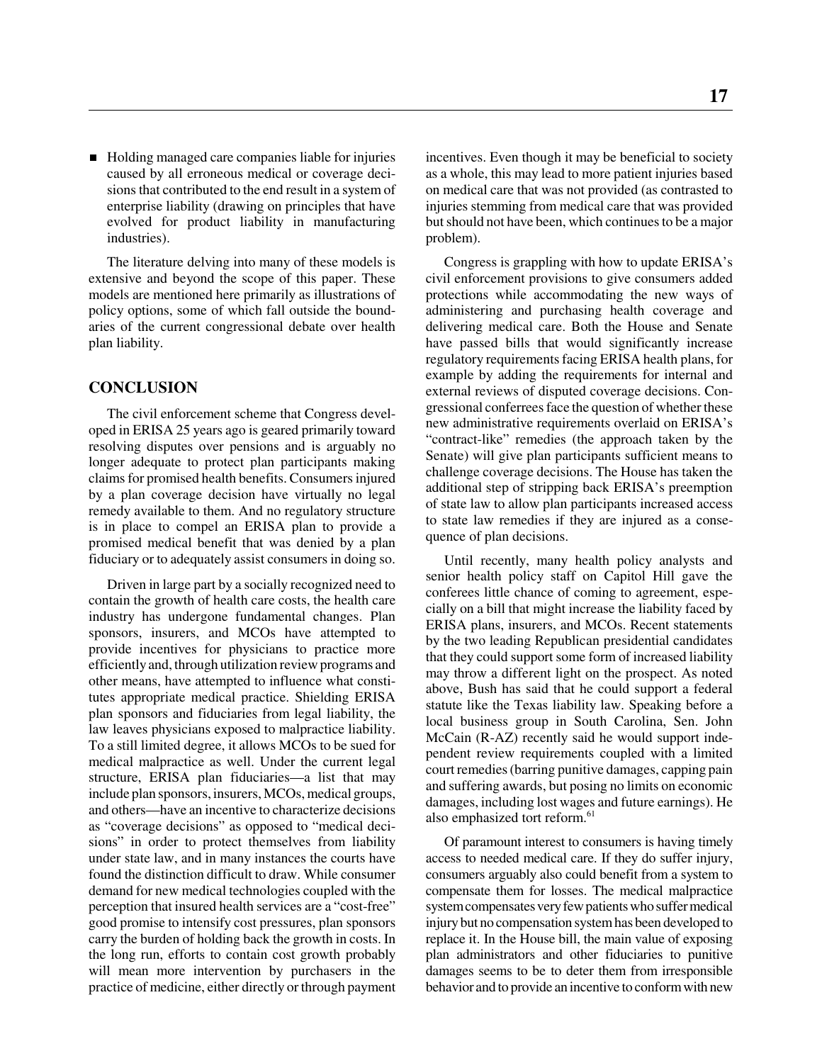- Holding managed care companies liable for injuries caused by all erroneous medical or coverage decisions that contributed to the end result in a system of enterprise liability (drawing on principles that have evolved for product liability in manufacturing industries).

The literature delving into many of these models is extensive and beyond the scope of this paper. These models are mentioned here primarily as illustrations of policy options, some of which fall outside the boundaries of the current congressional debate over health plan liability.

## CONCLUSION

The civil enforcement scheme that Congress developed in ERISA 25 years ago is geared primarily toward resolving disputes over pensions and is arguably no longer adequate to protect plan participants making claims for promised health benefits. Consumers injured by a plan coverage decision have virtually no legal remedy available to them. And no regulatory structure is in place to compel an ERISA plan to provide a promised medical benefit that was denied by a plan fiduciary or to adequately assist consumers in doing so.

Driven in large part by a socially recognized need to contain the growth of health care costs, the health care industry has undergone fundamental changes. Plan sponsors, insurers, and MCOs have attempted to provide incentives for physicians to practice more efficiently and, through utilization review programs and other means, have attempted to influence what constitutes appropriate medical practice. Shielding ERISA plan sponsors and fiduciaries from legal liability, the law leaves physicians exposed to malpractice liability. To a still limited degree, it allows MCOs to be sued for medical malpractice as well. Under the current legal structure, ERISA plan fiduciaries—a list that may include plan sponsors, insurers, MCOs, medical groups, and others—have an incentive to characterize decisions as "coverage decisions" as opposed to "medical decisions" in order to protect themselves from liability under state law, and in many instances the courts have found the distinction difficult to draw. While consumer demand for new medical technologies coupled with the perception that insured health services are a "cost-free" good promise to intensify cost pressures, plan sponsors carry the burden of holding back the growth in costs. In the long run, efforts to contain cost growth probably will mean more intervention by purchasers in the practice of medicine, either directly or through payment incentives. Even though it may be beneficial to society as a whole, this may lead to more patient injuries based on medical care that was not provided (as contrasted to injuries stemming from medical care that was provided but should not have been, which continues to be a major problem).

Congress is grappling with how to update ERISA's civil enforcement provisions to give consumers added protections while accommodating the new ways of administering and purchasing health coverage and delivering medical care. Both the House and Senate have passed bills that would significantly increase regulatory requirements facing ERISA health plans, for example by adding the requirements for internal and external reviews of disputed coverage decisions. Congressional conferrees face the question of whether these new administrative requirements overlaid on ERISA's "contract-like" remedies (the approach taken by the Senate) will give plan participants sufficient means to challenge coverage decisions. The House has taken the additional step of stripping back ERISA's preemption of state law to allow plan participants increased access to state law remedies if they are injured as a consequence of plan decisions.

Until recently, many health policy analysts and senior health policy staff on Capitol Hill gave the conferees little chance of coming to agreement, especially on a bill that might increase the liability faced by ERISA plans, insurers, and MCOs. Recent statements by the two leading Republican presidential candidates that they could support some form of increased liability may throw a different light on the prospect. As noted above, Bush has said that he could support a federal statute like the Texas liability law. Speaking before a local business group in South Carolina, Sen. John McCain (R-AZ) recently said he would support independent review requirements coupled with a limited court remedies (barring punitive damages, capping pain and suffering awards, but posing no limits on economic damages, including lost wages and future earnings). He also emphasized tort reform.[61]

Of paramount interest to consumers is having timely access to needed medical care. If they do suffer injury, consumers arguably also could benefit from a system to compensate them for losses. The medical malpractice system compensates very few patients who suffer medical injury but no compensation system has been developed to replace it. In the House bill, the main value of exposing plan administrators and other fiduciaries to punitive damages seems to be to deter them from irresponsible behavior and to provide an incentive to conform with new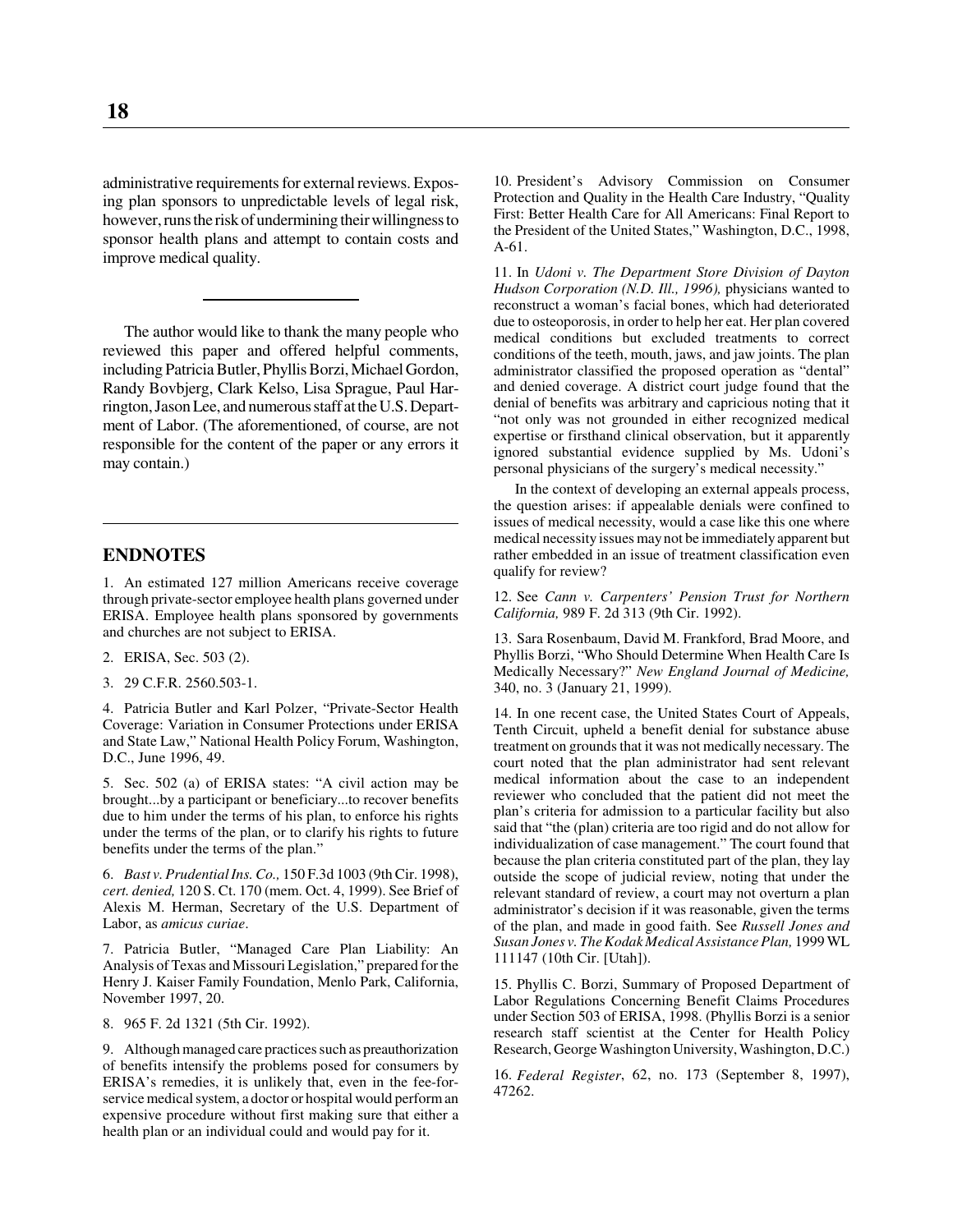administrative requirements for external reviews. Exposing plan sponsors to unpredictable levels of legal risk, however, runs the risk of undermining their willingness to sponsor health plans and attempt to contain costs and improve medical quality.

---

The author would like to thank the many people who reviewed this paper and offered helpful comments, including Patricia Butler, Phyllis Borzi, Michael Gordon, Randy Bovbjerg, Clark Kelso, Lisa Sprague, Paul Harrington, Jason Lee, and numerous staff at the U.S. Department of Labor. (The aforementioned, of course, are not responsible for the content of the paper or any errors it may contain.)

---

## ENDNOTES

1. An estimated 127 million Americans receive coverage through private-sector employee health plans governed under ERISA. Employee health plans sponsored by governments and churches are not subject to ERISA.

2. ERISA, Sec. 503 (2).

3. 29 C.F.R. 2560.503-1.

4. Patricia Butler and Karl Polzer, "Private-Sector Health Coverage: Variation in Consumer Protections under ERISA and State Law," National Health Policy Forum, Washington, D.C., June 1996, 49.

5. Sec. 502 (a) of ERISA states: "A civil action may be brought...by a participant or beneficiary...to recover benefits due to him under the terms of his plan, to enforce his rights under the terms of the plan, or to clarify his rights to future benefits under the terms of the plan."

6. *Bast v. Prudential Ins. Co.,* 150 F.3d 1003 (9th Cir. 1998), *cert. denied,* 120 S. Ct. 170 (mem. Oct. 4, 1999). See Brief of Alexis M. Herman, Secretary of the U.S. Department of Labor, as *amicus curiae*.

7. Patricia Butler, "Managed Care Plan Liability: An Analysis of Texas and Missouri Legislation," prepared for the Henry J. Kaiser Family Foundation, Menlo Park, California, November 1997, 20.

8. 965 F. 2d 1321 (5th Cir. 1992).

9. Although managed care practices such as preauthorization of benefits intensify the problems posed for consumers by ERISA's remedies, it is unlikely that, even in the fee-for-service medical system, a doctor or hospital would perform an expensive procedure without first making sure that either a health plan or an individual could and would pay for it.

10. President's Advisory Commission on Consumer Protection and Quality in the Health Care Industry, "Quality First: Better Health Care for All Americans: Final Report to the President of the United States," Washington, D.C., 1998, A-61.

11. In *Udoni v. The Department Store Division of Dayton Hudson Corporation (N.D. Ill., 1996),* physicians wanted to reconstruct a woman's facial bones, which had deteriorated due to osteoporosis, in order to help her eat. Her plan covered medical conditions but excluded treatments to correct conditions of the teeth, mouth, jaws, and jaw joints. The plan administrator classified the proposed operation as "dental" and denied coverage. A district court judge found that the denial of benefits was arbitrary and capricious noting that it "not only was not grounded in either recognized medical expertise or firsthand clinical observation, but it apparently ignored substantial evidence supplied by Ms. Udoni's personal physicians of the surgery's medical necessity."

In the context of developing an external appeals process, the question arises: if appealable denials were confined to issues of medical necessity, would a case like this one where medical necessity issues may not be immediately apparent but rather embedded in an issue of treatment classification even qualify for review?

12. See *Cann v. Carpenters' Pension Trust for Northern California,* 989 F. 2d 313 (9th Cir. 1992).

13. Sara Rosenbaum, David M. Frankford, Brad Moore, and Phyllis Borzi, "Who Should Determine When Health Care Is Medically Necessary?" *New England Journal of Medicine,* 340, no. 3 (January 21, 1999).

14. In one recent case, the United States Court of Appeals, Tenth Circuit, upheld a benefit denial for substance abuse treatment on grounds that it was not medically necessary. The court noted that the plan administrator had sent relevant medical information about the case to an independent reviewer who concluded that the patient did not meet the plan's criteria for admission to a particular facility but also said that "the (plan) criteria are too rigid and do not allow for individualization of case management." The court found that because the plan criteria constituted part of the plan, they lay outside the scope of judicial review, noting that under the relevant standard of review, a court may not overturn a plan administrator's decision if it was reasonable, given the terms of the plan, and made in good faith. See *Russell Jones and Susan Jones v. The Kodak Medical Assistance Plan,* 1999 WL 111147 (10th Cir. [Utah]).

15. Phyllis C. Borzi, Summary of Proposed Department of Labor Regulations Concerning Benefit Claims Procedures under Section 503 of ERISA, 1998. (Phyllis Borzi is a senior research staff scientist at the Center for Health Policy Research, George Washington University, Washington, D.C.)

16. *Federal Register*, 62, no. 173 (September 8, 1997), 47262.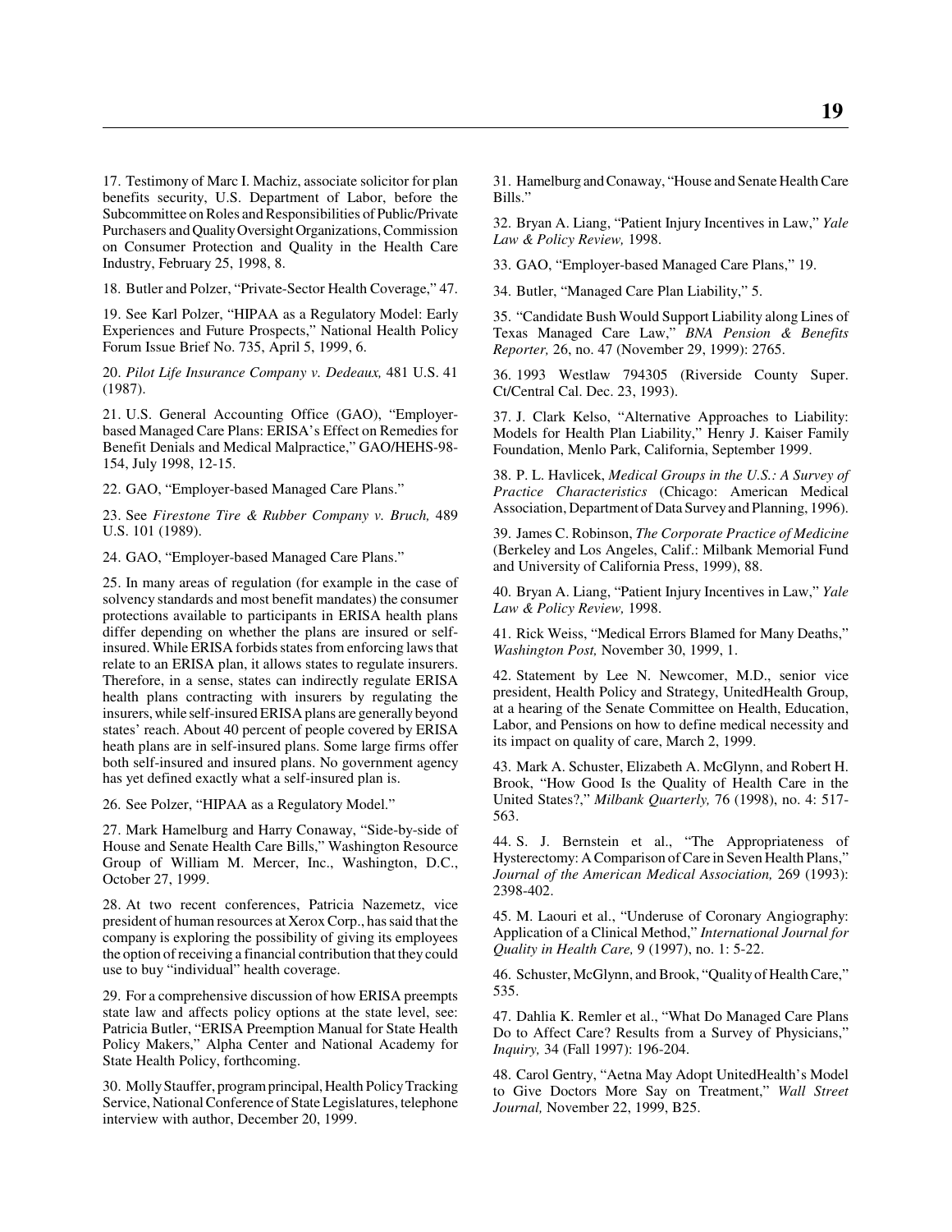17. Testimony of Marc I. Machiz, associate solicitor for plan benefits security, U.S. Department of Labor, before the Subcommittee on Roles and Responsibilities of Public/Private Purchasers and Quality Oversight Organizations, Commission on Consumer Protection and Quality in the Health Care Industry, February 25, 1998, 8.

18. Butler and Polzer, "Private-Sector Health Coverage," 47.

19. See Karl Polzer, "HIPAA as a Regulatory Model: Early Experiences and Future Prospects," National Health Policy Forum Issue Brief No. 735, April 5, 1999, 6.

20. *Pilot Life Insurance Company v. Dedeaux,* 481 U.S. 41 (1987).

21. U.S. General Accounting Office (GAO), "Employer-based Managed Care Plans: ERISA's Effect on Remedies for Benefit Denials and Medical Malpractice," GAO/HEHS-98-154, July 1998, 12-15.

22. GAO, "Employer-based Managed Care Plans."

23. See *Firestone Tire & Rubber Company v. Bruch,* 489 U.S. 101 (1989).

24. GAO, "Employer-based Managed Care Plans."

25. In many areas of regulation (for example in the case of solvency standards and most benefit mandates) the consumer protections available to participants in ERISA health plans differ depending on whether the plans are insured or self-insured. While ERISA forbids states from enforcing laws that relate to an ERISA plan, it allows states to regulate insurers. Therefore, in a sense, states can indirectly regulate ERISA health plans contracting with insurers by regulating the insurers, while self-insured ERISA plans are generally beyond states' reach. About 40 percent of people covered by ERISA heath plans are in self-insured plans. Some large firms offer both self-insured and insured plans. No government agency has yet defined exactly what a self-insured plan is.

26. See Polzer, "HIPAA as a Regulatory Model."

27. Mark Hamelburg and Harry Conaway, "Side-by-side of House and Senate Health Care Bills," Washington Resource Group of William M. Mercer, Inc., Washington, D.C., October 27, 1999.

28. At two recent conferences, Patricia Nazemetz, vice president of human resources at Xerox Corp., has said that the company is exploring the possibility of giving its employees the option of receiving a financial contribution that they could use to buy "individual" health coverage.

29. For a comprehensive discussion of how ERISA preempts state law and affects policy options at the state level, see: Patricia Butler, "ERISA Preemption Manual for State Health Policy Makers," Alpha Center and National Academy for State Health Policy, forthcoming.

30. Molly Stauffer, program principal, Health Policy Tracking Service, National Conference of State Legislatures, telephone interview with author, December 20, 1999.

31. Hamelburg and Conaway, "House and Senate Health Care Bills."

32. Bryan A. Liang, "Patient Injury Incentives in Law," *Yale Law & Policy Review,* 1998.

33. GAO, "Employer-based Managed Care Plans," 19.

34. Butler, "Managed Care Plan Liability," 5.

35. "Candidate Bush Would Support Liability along Lines of Texas Managed Care Law," *BNA Pension & Benefits Reporter,* 26, no. 47 (November 29, 1999): 2765.

36. 1993 Westlaw 794305 (Riverside County Super. Ct/Central Cal. Dec. 23, 1993).

37. J. Clark Kelso, "Alternative Approaches to Liability: Models for Health Plan Liability," Henry J. Kaiser Family Foundation, Menlo Park, California, September 1999.

38. P. L. Havlicek, *Medical Groups in the U.S.: A Survey of Practice Characteristics* (Chicago: American Medical Association, Department of Data Survey and Planning, 1996).

39. James C. Robinson, *The Corporate Practice of Medicine* (Berkeley and Los Angeles, Calif.: Milbank Memorial Fund and University of California Press, 1999), 88.

40. Bryan A. Liang, "Patient Injury Incentives in Law," *Yale Law & Policy Review,* 1998.

41. Rick Weiss, "Medical Errors Blamed for Many Deaths," *Washington Post,* November 30, 1999, 1.

42. Statement by Lee N. Newcomer, M.D., senior vice president, Health Policy and Strategy, UnitedHealth Group, at a hearing of the Senate Committee on Health, Education, Labor, and Pensions on how to define medical necessity and its impact on quality of care, March 2, 1999.

43. Mark A. Schuster, Elizabeth A. McGlynn, and Robert H. Brook, "How Good Is the Quality of Health Care in the United States?," *Milbank Quarterly,* 76 (1998), no. 4: 517-563.

44. S. J. Bernstein et al., "The Appropriateness of Hysterectomy: A Comparison of Care in Seven Health Plans," *Journal of the American Medical Association,* 269 (1993): 2398-402.

45. M. Laouri et al., "Underuse of Coronary Angiography: Application of a Clinical Method," *International Journal for Quality in Health Care,* 9 (1997), no. 1: 5-22.

46. Schuster, McGlynn, and Brook, "Quality of Health Care," 535.

47. Dahlia K. Remler et al., "What Do Managed Care Plans Do to Affect Care? Results from a Survey of Physicians," *Inquiry,* 34 (Fall 1997): 196-204.

48. Carol Gentry, "Aetna May Adopt UnitedHealth's Model to Give Doctors More Say on Treatment," *Wall Street Journal,* November 22, 1999, B25.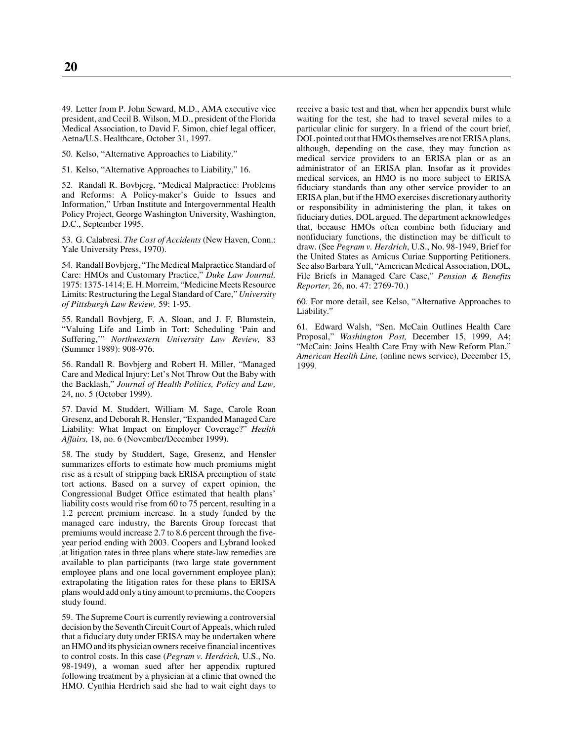49. Letter from P. John Seward, M.D., AMA executive vice president, and Cecil B. Wilson, M.D., president of the Florida Medical Association, to David F. Simon, chief legal officer, Aetna/U.S. Healthcare, October 31, 1997.

50. Kelso, "Alternative Approaches to Liability."

51. Kelso, "Alternative Approaches to Liability," 16.

52. Randall R. Bovbjerg, "Medical Malpractice: Problems and Reforms: A Policy-maker's Guide to Issues and Information," Urban Institute and Intergovernmental Health Policy Project, George Washington University, Washington, D.C., September 1995.

53. G. Calabresi. *The Cost of Accidents* (New Haven, Conn.: Yale University Press, 1970).

54. Randall Bovbjerg, "The Medical Malpractice Standard of Care: HMOs and Customary Practice," *Duke Law Journal,* 1975: 1375-1414; E. H. Morreim, "Medicine Meets Resource Limits: Restructuring the Legal Standard of Care," *University of Pittsburgh Law Review,* 59: 1-95.

55. Randall Bovbjerg, F. A. Sloan, and J. F. Blumstein, "Valuing Life and Limb in Tort: Scheduling 'Pain and Suffering,'" *Northwestern University Law Review,* 83 (Summer 1989): 908-976.

56. Randall R. Bovbjerg and Robert H. Miller, "Managed Care and Medical Injury: Let's Not Throw Out the Baby with the Backlash," *Journal of Health Politics, Policy and Law,* 24, no. 5 (October 1999).

57. David M. Studdert, William M. Sage, Carole Roan Gresenz, and Deborah R. Hensler, "Expanded Managed Care Liability: What Impact on Employer Coverage?" *Health Affairs,* 18, no. 6 (November/December 1999).

58. The study by Studdert, Sage, Gresenz, and Hensler summarizes efforts to estimate how much premiums might rise as a result of stripping back ERISA preemption of state tort actions. Based on a survey of expert opinion, the Congressional Budget Office estimated that health plans' liability costs would rise from 60 to 75 percent, resulting in a 1.2 percent premium increase. In a study funded by the managed care industry, the Barents Group forecast that premiums would increase 2.7 to 8.6 percent through the five-year period ending with 2003. Coopers and Lybrand looked at litigation rates in three plans where state-law remedies are available to plan participants (two large state government employee plans and one local government employee plan); extrapolating the litigation rates for these plans to ERISA plans would add only a tiny amount to premiums, the Coopers study found.

59. The Supreme Court is currently reviewing a controversial decision by the Seventh Circuit Court of Appeals, which ruled that a fiduciary duty under ERISA may be undertaken where an HMO and its physician owners receive financial incentives to control costs. In this case (*Pegram v. Herdrich,* U.S., No. 98-1949), a woman sued after her appendix ruptured following treatment by a physician at a clinic that owned the HMO. Cynthia Herdrich said she had to wait eight days to receive a basic test and that, when her appendix burst while waiting for the test, she had to travel several miles to a particular clinic for surgery. In a friend of the court brief, DOL pointed out that HMOs themselves are not ERISA plans, although, depending on the case, they may function as medical service providers to an ERISA plan or as an administrator of an ERISA plan. Insofar as it provides medical services, an HMO is no more subject to ERISA fiduciary standards than any other service provider to an ERISA plan, but if the HMO exercises discretionary authority or responsibility in administering the plan, it takes on fiduciary duties, DOL argued. The department acknowledges that, because HMOs often combine both fiduciary and nonfiduciary functions, the distinction may be difficult to draw. (See *Pegram v. Herdrich*, U.S., No. 98-1949, Brief for the United States as Amicus Curiae Supporting Petitioners. See also Barbara Yull, "American Medical Association, DOL, File Briefs in Managed Care Case," *Pension & Benefits Reporter,* 26, no. 47: 2769-70.)

60. For more detail, see Kelso, "Alternative Approaches to Liability."

61. Edward Walsh, "Sen. McCain Outlines Health Care Proposal," *Washington Post,* December 15, 1999, A4; "McCain: Joins Health Care Fray with New Reform Plan," *American Health Line,* (online news service), December 15, 1999.